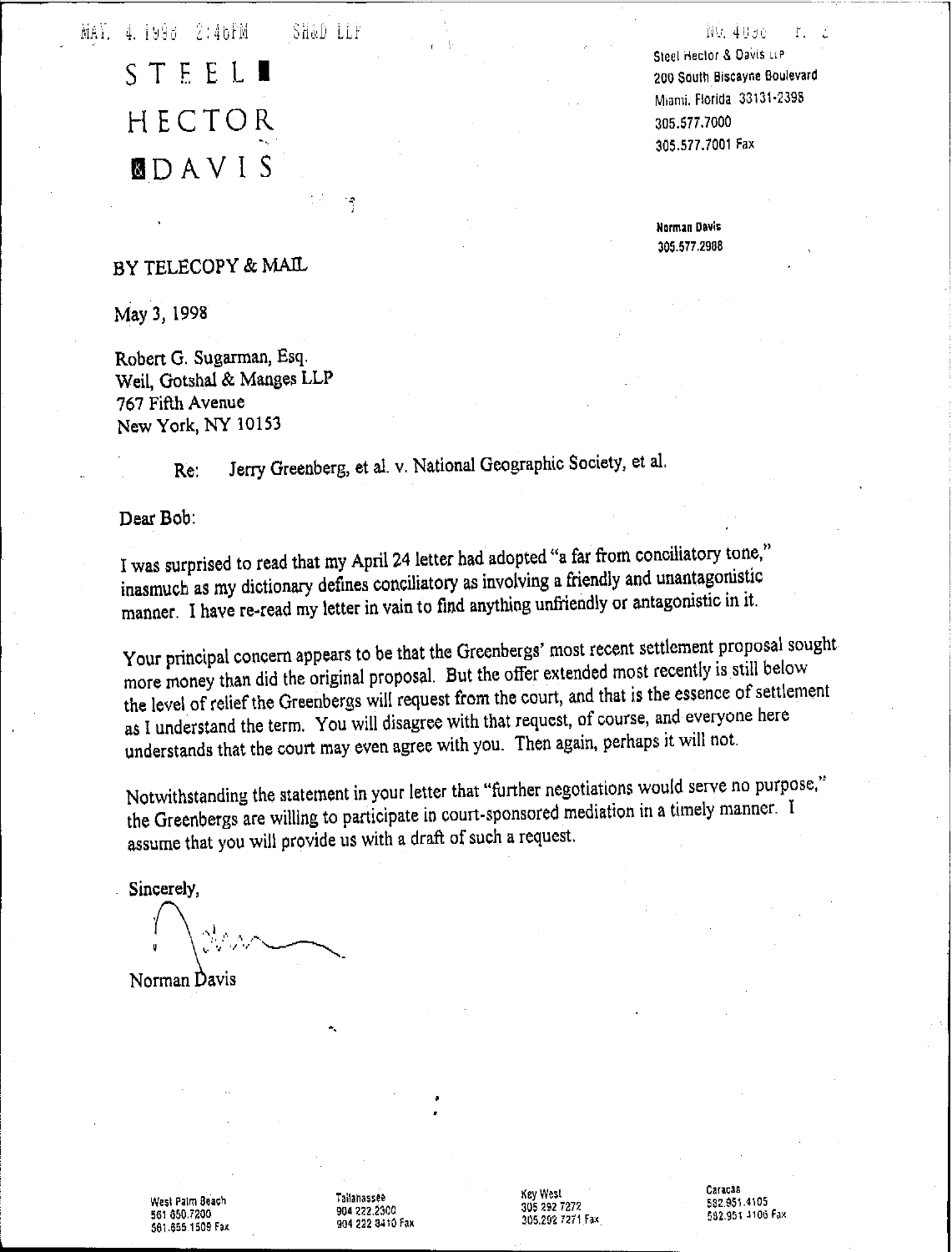# STEEL HECTOR & DAVIS

Steel Hector & Davis LLP
200 South Biscayne Boulevard
Miami, Florida 33131-2398
305.577.7000
305.577.7001 Fax

**Norman Davis**
305.577.2988

BY TELECOPY & MAIL

May 3, 1998

Robert G. Sugarman, Esq.
Weil, Gotshal & Manges LLP
767 Fifth Avenue
New York, NY 10153

Re: Jerry Greenberg, et al. v. National Geographic Society, et al.

Dear Bob:

I was surprised to read that my April 24 letter had adopted "a far from conciliatory tone," inasmuch as my dictionary defines conciliatory as involving a friendly and unantagonistic manner. I have re-read my letter in vain to find anything unfriendly or antagonistic in it.

Your principal concern appears to be that the Greenbergs' most recent settlement proposal sought more money than did the original proposal. But the offer extended most recently is still below the level of relief the Greenbergs will request from the court, and that is the essence of settlement as I understand the term. You will disagree with that request, of course, and everyone here understands that the court may even agree with you. Then again, perhaps it will not.

Notwithstanding the statement in your letter that "further negotiations would serve no purpose," the Greenbergs are willing to participate in court-sponsored mediation in a timely manner. I assume that you will provide us with a draft of such a request.

Sincerely,

Norman Davis

West Palm Beach
561 650.7200
561.655.1509 Fax

Tallahassee
904 222.2300
904 222 8410 Fax

Key West
305 292 7272
305.292 7271 Fax

Caracas
582.951.4105
582.951 4106 Fax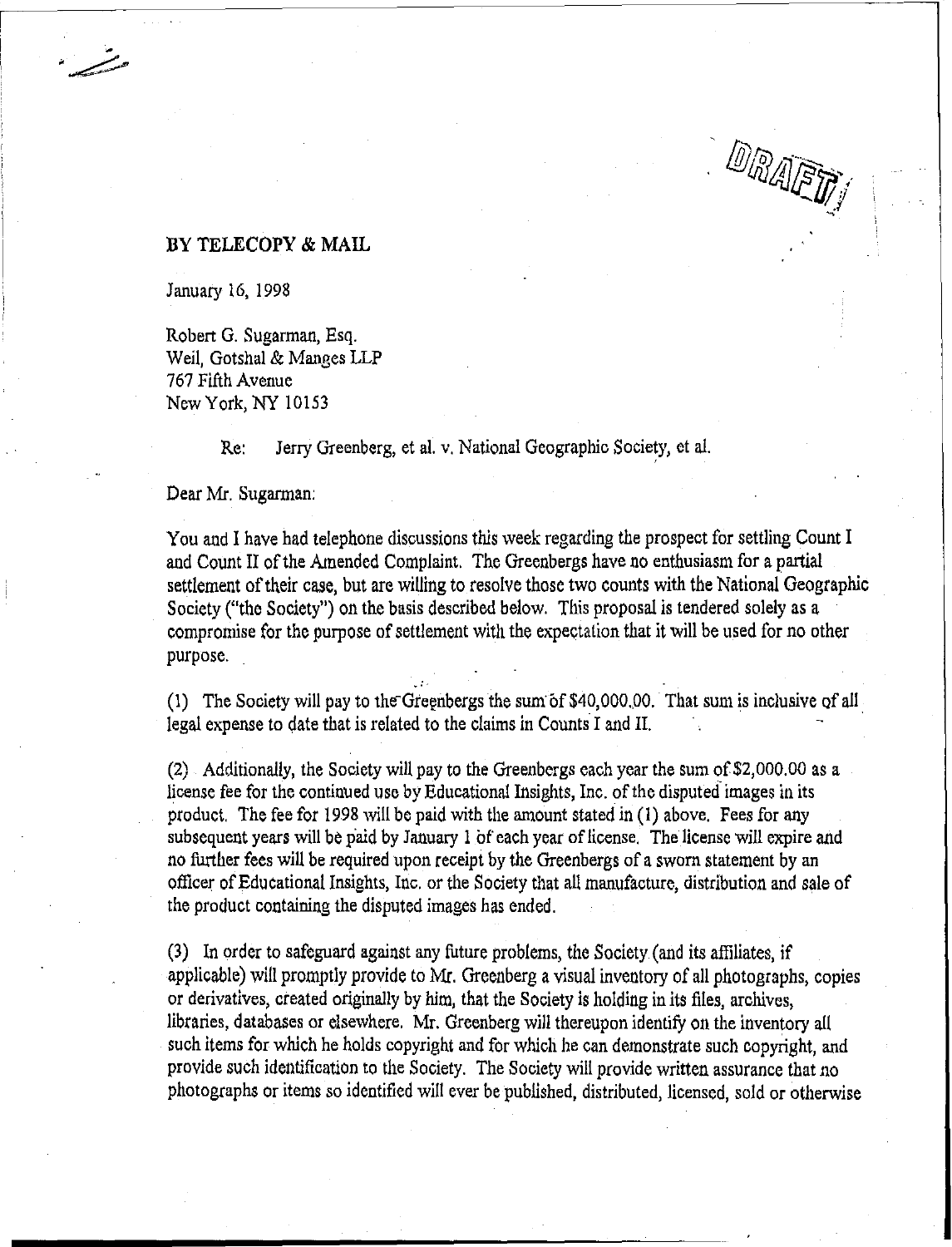DRAFT

**BY TELECOPY & MAIL**

January 16, 1998

Robert G. Sugarman, Esq.
Weil, Gotshal & Manges LLP
767 Fifth Avenue
New York, NY 10153

Re: Jerry Greenberg, et al. v. National Geographic Society, et al.

Dear Mr. Sugarman:

You and I have had telephone discussions this week regarding the prospect for settling Count I and Count II of the Amended Complaint. The Greenbergs have no enthusiasm for a partial settlement of their case, but are willing to resolve those two counts with the National Geographic Society ("the Society") on the basis described below. This proposal is tendered solely as a compromise for the purpose of settlement with the expectation that it will be used for no other purpose.

(1) The Society will pay to the Greenbergs the sum of $40,000.00. That sum is inclusive of all legal expense to date that is related to the claims in Counts I and II.

(2) Additionally, the Society will pay to the Greenbergs each year the sum of $2,000.00 as a license fee for the continued use by Educational Insights, Inc. of the disputed images in its product. The fee for 1998 will be paid with the amount stated in (1) above. Fees for any subsequent years will be paid by January 1 of each year of license. The license will expire and no further fees will be required upon receipt by the Greenbergs of a sworn statement by an officer of Educational Insights, Inc. or the Society that all manufacture, distribution and sale of the product containing the disputed images has ended.

(3) In order to safeguard against any future problems, the Society (and its affiliates, if applicable) will promptly provide to Mr. Greenberg a visual inventory of all photographs, copies or derivatives, created originally by him, that the Society is holding in its files, archives, libraries, databases or elsewhere. Mr. Greenberg will thereupon identify on the inventory all such items for which he holds copyright and for which he can demonstrate such copyright, and provide such identification to the Society. The Society will provide written assurance that no photographs or items so identified will ever be published, distributed, licensed, sold or otherwise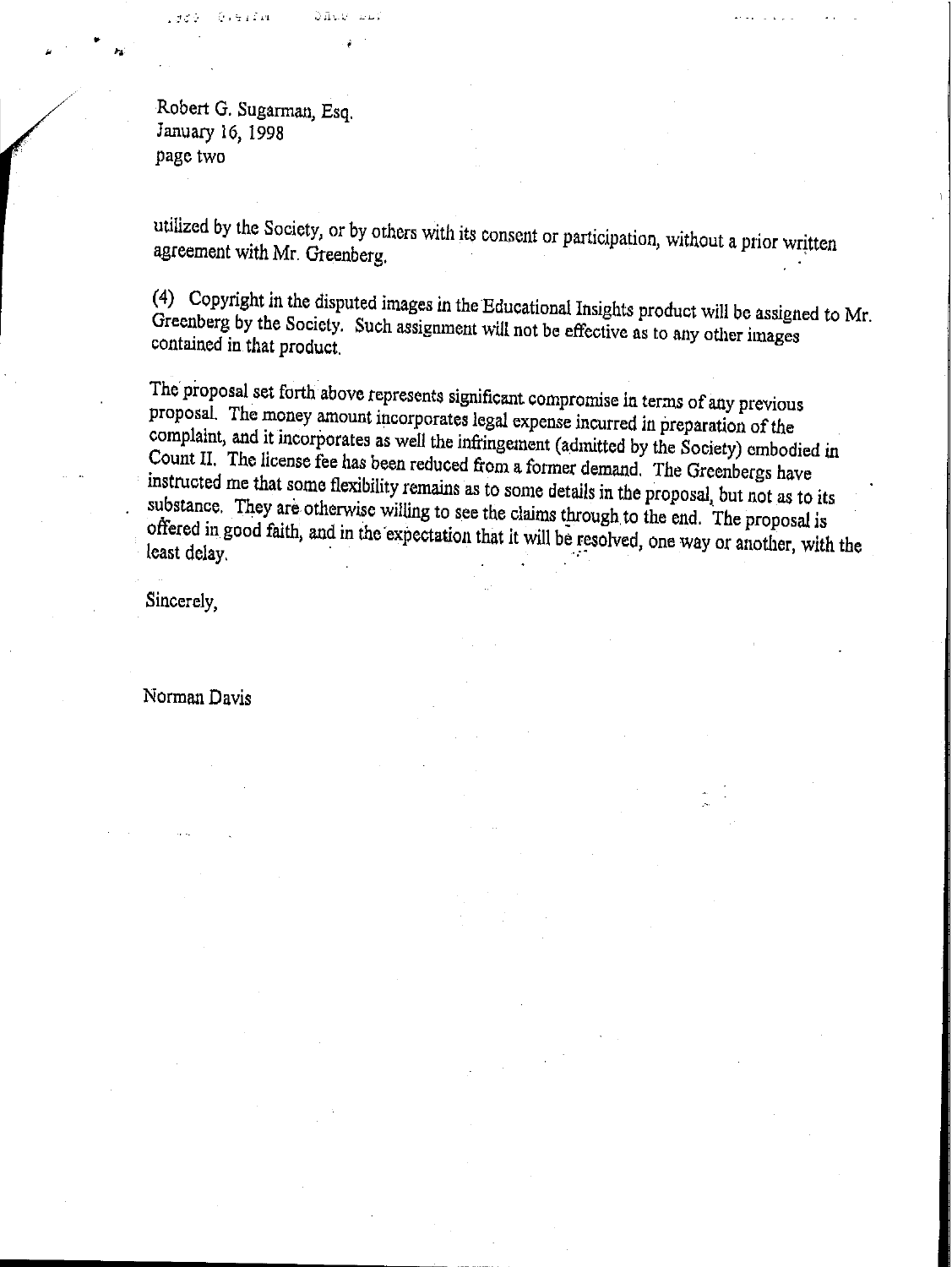Robert G. Sugarman, Esq.
January 16, 1998
page two

utilized by the Society, or by others with its consent or participation, without a prior written agreement with Mr. Greenberg.

(4) Copyright in the disputed images in the Educational Insights product will be assigned to Mr. Greenberg by the Society. Such assignment will not be effective as to any other images contained in that product.

The proposal set forth above represents significant compromise in terms of any previous proposal. The money amount incorporates legal expense incurred in preparation of the complaint, and it incorporates as well the infringement (admitted by the Society) embodied in Count II. The license fee has been reduced from a former demand. The Greenbergs have instructed me that some flexibility remains as to some details in the proposal, but not as to its substance. They are otherwise willing to see the claims through to the end. The proposal is offered in good faith, and in the expectation that it will be resolved, one way or another, with the least delay.

Sincerely,

Norman Davis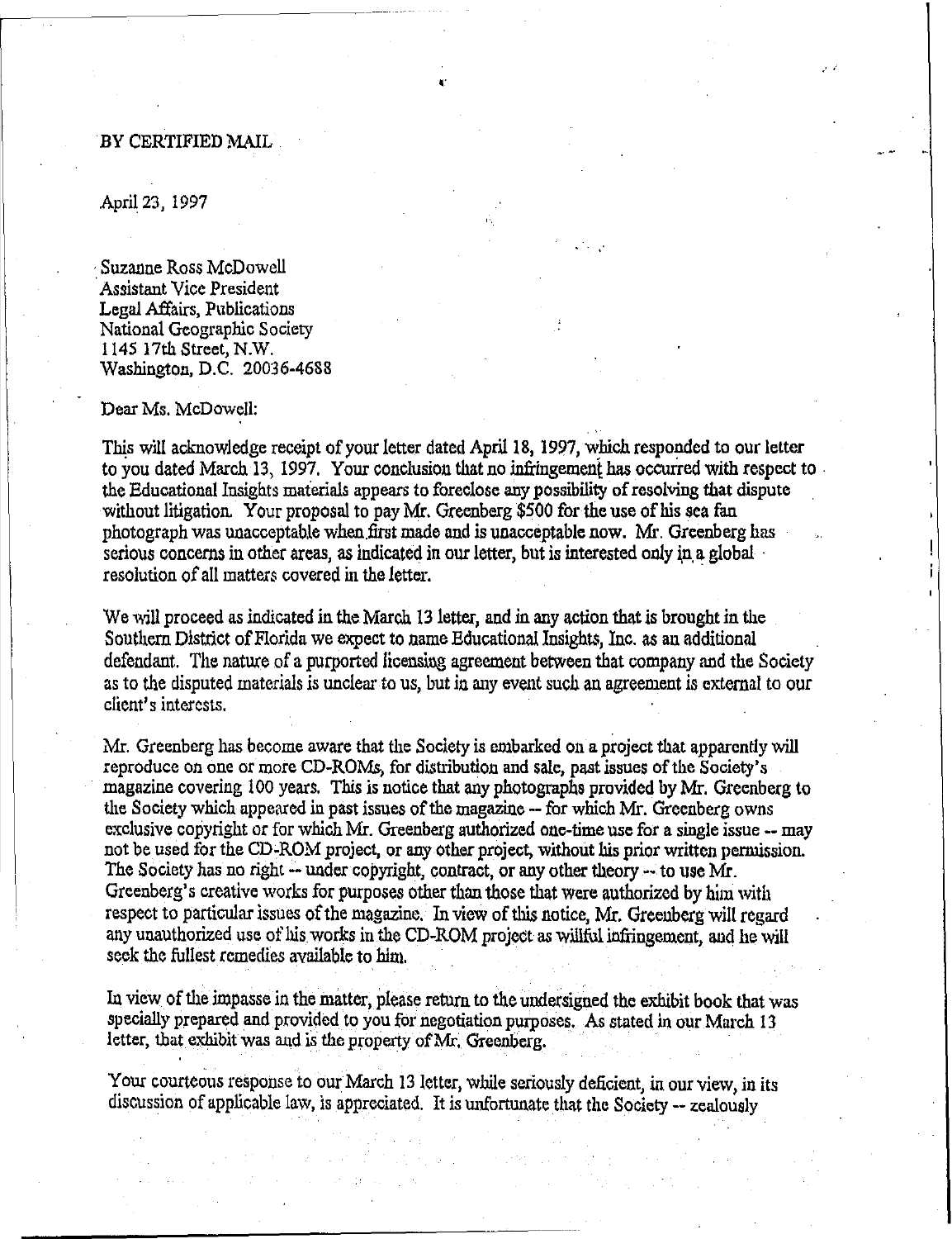BY CERTIFIED MAIL

April 23, 1997

Suzanne Ross McDowell
Assistant Vice President
Legal Affairs, Publications
National Geographic Society
1145 17th Street, N.W.
Washington, D.C. 20036-4688

Dear Ms. McDowell:

This will acknowledge receipt of your letter dated April 18, 1997, which responded to our letter to you dated March 13, 1997. Your conclusion that no infringement has occurred with respect to the Educational Insights materials appears to foreclose any possibility of resolving that dispute without litigation. Your proposal to pay Mr. Greenberg $500 for the use of his sea fan photograph was unacceptable when first made and is unacceptable now. Mr. Greenberg has serious concerns in other areas, as indicated in our letter, but is interested only in a global resolution of all matters covered in the letter.

We will proceed as indicated in the March 13 letter, and in any action that is brought in the Southern District of Florida we expect to name Educational Insights, Inc. as an additional defendant. The nature of a purported licensing agreement between that company and the Society as to the disputed materials is unclear to us, but in any event such an agreement is external to our client's interests.

Mr. Greenberg has become aware that the Society is embarked on a project that apparently will reproduce on one or more CD-ROMs, for distribution and sale, past issues of the Society's magazine covering 100 years. This is notice that any photographs provided by Mr. Greenberg to the Society which appeared in past issues of the magazine -- for which Mr. Greenberg owns exclusive copyright or for which Mr. Greenberg authorized one-time use for a single issue -- may not be used for the CD-ROM project, or any other project, without his prior written permission. The Society has no right -- under copyright, contract, or any other theory -- to use Mr. Greenberg's creative works for purposes other than those that were authorized by him with respect to particular issues of the magazine. In view of this notice, Mr. Greenberg will regard any unauthorized use of his works in the CD-ROM project as willful infringement, and he will seek the fullest remedies available to him.

In view of the impasse in the matter, please return to the undersigned the exhibit book that was specially prepared and provided to you for negotiation purposes. As stated in our March 13 letter, that exhibit was and is the property of Mr. Greenberg.

Your courteous response to our March 13 letter, while seriously deficient, in our view, in its discussion of applicable law, is appreciated. It is unfortunate that the Society -- zealously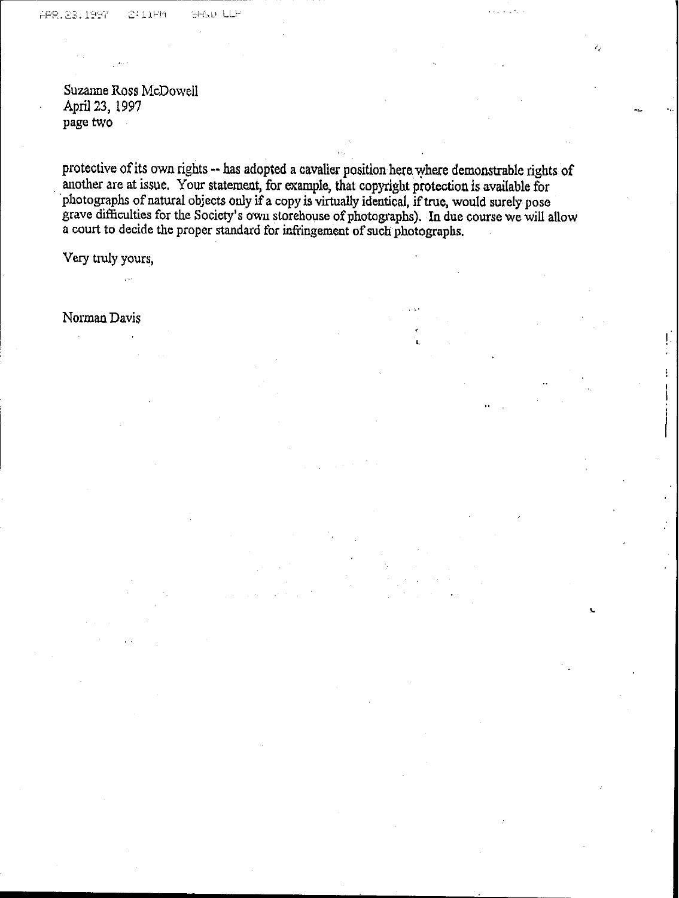Suzanne Ross McDowell
April 23, 1997
page two

protective of its own rights -- has adopted a cavalier position here where demonstrable rights of another are at issue. Your statement, for example, that copyright protection is available for photographs of natural objects only if a copy is virtually identical, if true, would surely pose grave difficulties for the Society's own storehouse of photographs). In due course we will allow a court to decide the proper standard for infringement of such photographs.

Very truly yours,

Norman Davis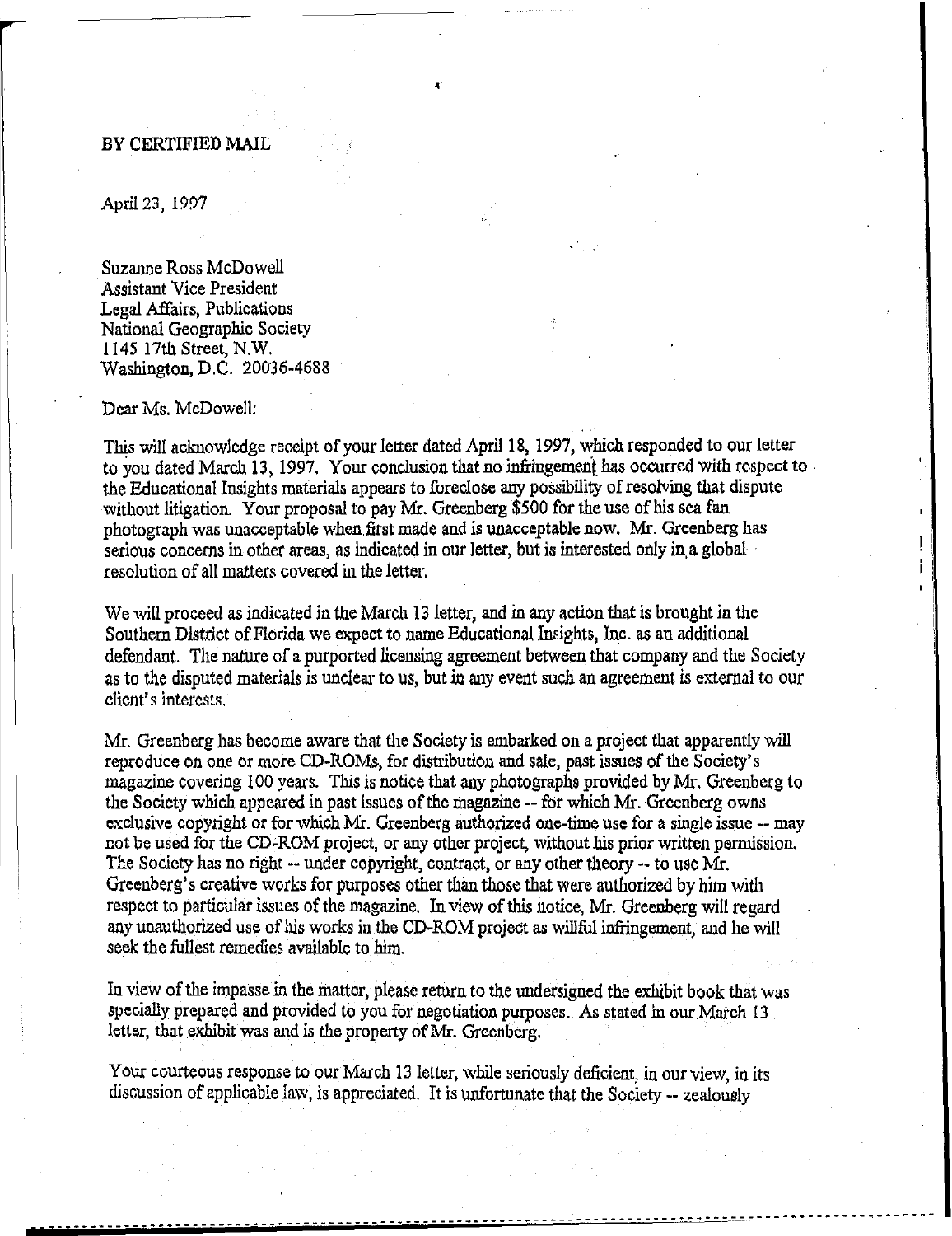BY CERTIFIED MAIL

April 23, 1997

Suzanne Ross McDowell
Assistant Vice President
Legal Affairs, Publications
National Geographic Society
1145 17th Street, N.W.
Washington, D.C. 20036-4688

Dear Ms. McDowell:

This will acknowledge receipt of your letter dated April 18, 1997, which responded to our letter to you dated March 13, 1997. Your conclusion that no infringement has occurred with respect to the Educational Insights materials appears to foreclose any possibility of resolving that dispute without litigation. Your proposal to pay Mr. Greenberg $500 for the use of his sea fan photograph was unacceptable when first made and is unacceptable now. Mr. Greenberg has serious concerns in other areas, as indicated in our letter, but is interested only in a global resolution of all matters covered in the letter.

We will proceed as indicated in the March 13 letter, and in any action that is brought in the Southern District of Florida we expect to name Educational Insights, Inc. as an additional defendant. The nature of a purported licensing agreement between that company and the Society as to the disputed materials is unclear to us, but in any event such an agreement is external to our client's interests.

Mr. Greenberg has become aware that the Society is embarked on a project that apparently will reproduce on one or more CD-ROMs, for distribution and sale, past issues of the Society's magazine covering 100 years. This is notice that any photographs provided by Mr. Greenberg to the Society which appeared in past issues of the magazine -- for which Mr. Greenberg owns exclusive copyright or for which Mr. Greenberg authorized one-time use for a single issue -- may not be used for the CD-ROM project, or any other project, without his prior written permission. The Society has no right -- under copyright, contract, or any other theory -- to use Mr. Greenberg's creative works for purposes other than those that were authorized by him with respect to particular issues of the magazine. In view of this notice, Mr. Greenberg will regard any unauthorized use of his works in the CD-ROM project as willful infringement, and he will seek the fullest remedies available to him.

In view of the impasse in the matter, please return to the undersigned the exhibit book that was specially prepared and provided to you for negotiation purposes. As stated in our March 13 letter, that exhibit was and is the property of Mr. Greenberg.

Your courteous response to our March 13 letter, while seriously deficient, in our view, in its discussion of applicable law, is appreciated. It is unfortunate that the Society -- zealously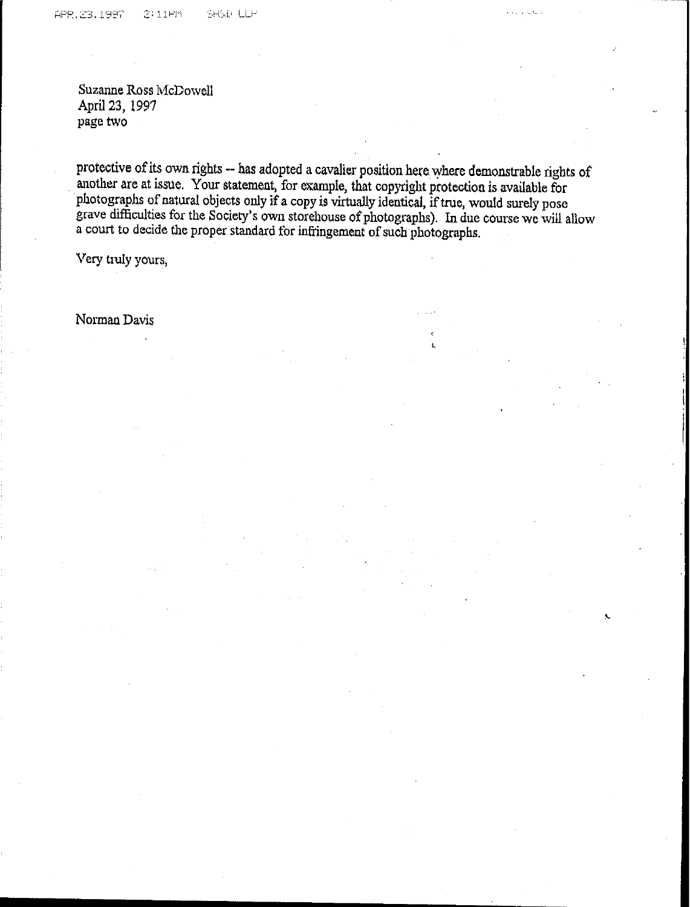Suzanne Ross McDowell
April 23, 1997
page two

protective of its own rights -- has adopted a cavalier position here where demonstrable rights of another are at issue. Your statement, for example, that copyright protection is available for photographs of natural objects only if a copy is virtually identical, if true, would surely pose grave difficulties for the Society's own storehouse of photographs). In due course we will allow a court to decide the proper standard for infringement of such photographs.

Very truly yours,

Norman Davis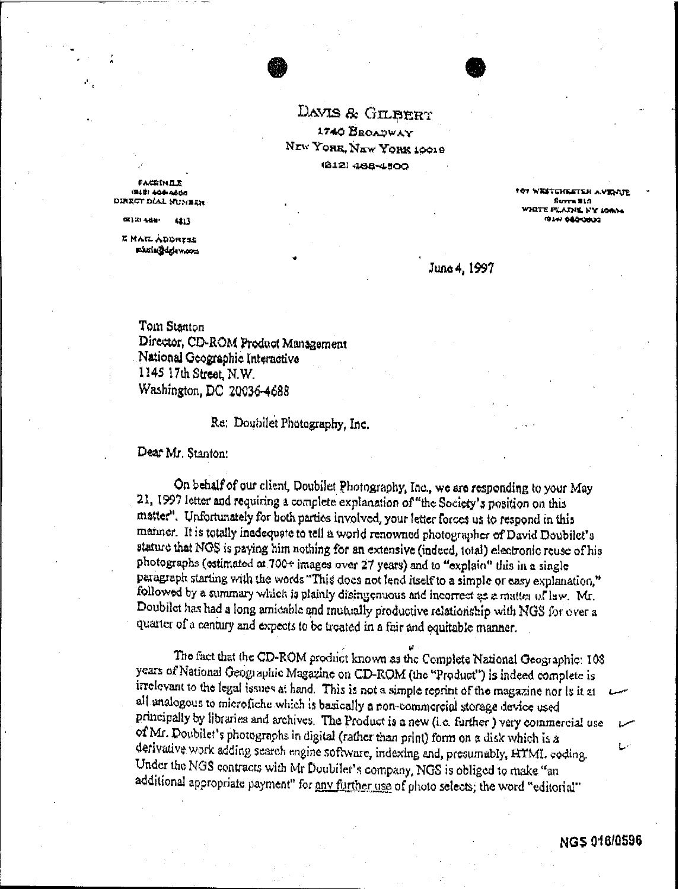# DAVIS & GILBERT

1740 BROADWAY
NEW YORK, NEW YORK 10019
(212) 468-4800

FACSIMILE
(212) 468-4888
DIRECT DIAL NUMBER
(212) 468- 4813
E MAIL ADDRESS
mkris@dglaw.com

107 WESTCHESTER AVENUE
SUITE 810
WHITE PLAINS, NY 10604
(914) 682-0000

June 4, 1997

Tom Stanton
Director, CD-ROM Product Management
National Geographic Interactive
1145 17th Street, N.W.
Washington, DC 20036-4688

Re: Doubilet Photography, Inc.

Dear Mr. Stanton:

On behalf of our client, Doubilet Photography, Inc., we are responding to your May 21, 1997 letter and requiring a complete explanation of "the Society's position on this matter". Unfortunately for both parties involved, your letter forces us to respond in this manner. It is totally inadequate to tell a world renowned photographer of David Doubilet's stature that NGS is paying him nothing for an extensive (indeed, total) electronic reuse of his photographs (estimated at 700+ images over 27 years) and to "explain" this in a single paragraph starting with the words "This does not lend itself to a simple or easy explanation," followed by a summary which is plainly disingenuous and incorrect as a matter of law. Mr. Doubilet has had a long amicable and mutually productive relationship with NGS for over a quarter of a century and expects to be treated in a fair and equitable manner.

The fact that the CD-ROM product known as the Complete National Geographic: 108 years of National Geographic Magazine on CD-ROM (the "Product") is indeed complete is irrelevant to the legal issues at hand. This is not a simple reprint of the magazine nor is it at all analogous to microfiche which is basically a non-commercial storage device used principally by libraries and archives. The Product is a new (i.e. further) very commercial use of Mr. Doubilet's photographs in digital (rather than print) form on a disk which is a derivative work adding search engine software, indexing and, presumably, HTML coding. Under the NGS contracts with Mr Doubilet's company, NGS is obliged to make "an additional appropriate payment" for <u>any further use</u> of photo selects; the word "editorial"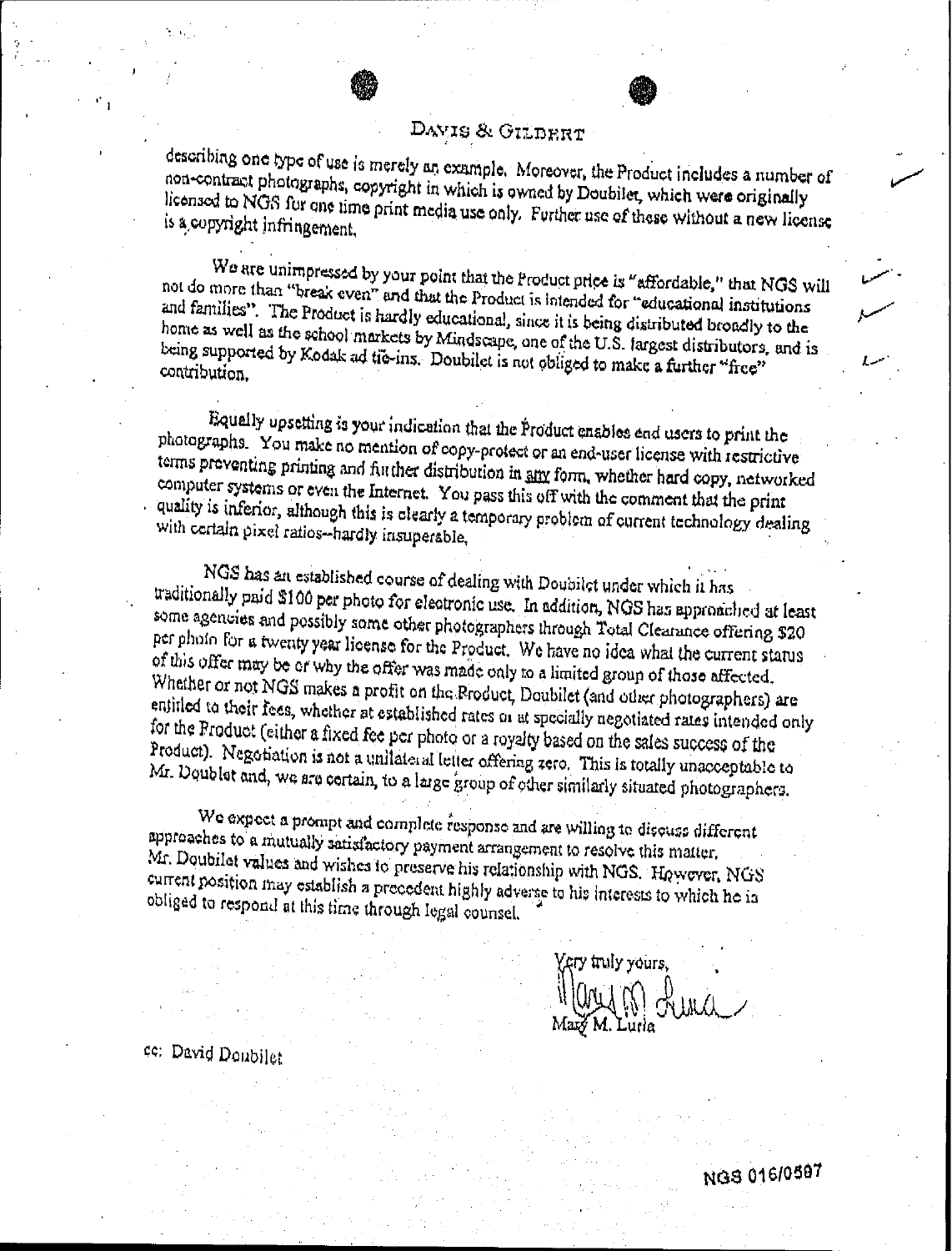describing one type of use is merely an example. Moreover, the Product includes a number of non-contract photographs, copyright in which is owned by Doubilet, which were originally licensed to NGS for one time print media use only. Further use of these without a new license is a copyright infringement.

We are unimpressed by your point that the Product price is "affordable," that NGS will not do more than "break even" and that the Product is intended for "educational institutions and families". The Product is hardly educational, since it is being distributed broadly to the home as well as the school markets by Mindscape, one of the U.S. largest distributors, and is being supported by Kodak ad tie-ins. Doubilet is not obliged to make a further "free" contribution.

Equally upsetting is your indication that the Product enables end users to print the photographs. You make no mention of copy-protect or an end-user license with restrictive terms preventing printing and further distribution in any form, whether hard copy, networked computer systems or even the Internet. You pass this off with the comment that the print quality is inferior, although this is clearly a temporary problem of current technology dealing with certain pixel ratios--hardly insuperable.

NGS has an established course of dealing with Doubilet under which it has traditionally paid $100 per photo for electronic use. In addition, NGS has approached at least some agencies and possibly some other photographers through Total Clearance offering $20 per photo for a twenty year license for the Product. We have no idea what the current status of this offer may be or why the offer was made only to a limited group of those affected. Whether or not NGS makes a profit on the Product, Doubilet (and other photographers) are entitled to their fees, whether at established rates or at specially negotiated rates intended only for the Product (either a fixed fee per photo or a royalty based on the sales success of the Product). Negotiation is not a unilateral letter offering zero. This is totally unacceptable to Mr. Doublet and, we are certain, to a large group of other similarly situated photographers.

We expect a prompt and complete response and are willing to discuss different approaches to a mutually satisfactory payment arrangement to resolve this matter. Mr. Doubilet values and wishes to preserve his relationship with NGS. However, NGS current position may establish a precedent highly adverse to his interests to which he is obliged to respond at this time through legal counsel.

Very truly yours,

Mary M. Luria

cc: David Doubilet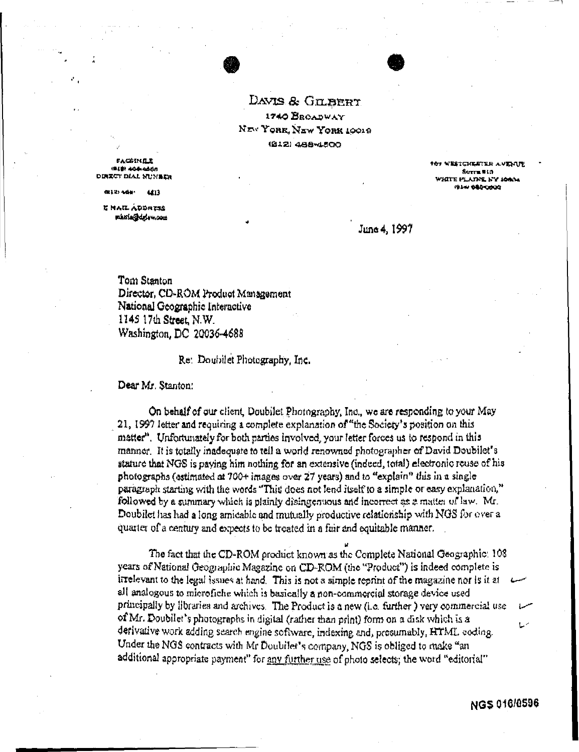DAVIS & GILBERT

1740 BROADWAY

NEW YORK, NEW YORK 10019

(212) 468-4800

FACSIMILE
(212) 468-4888
DIRECT DIAL NUMBER

(212) 468- 4813

E MAIL ADDRESS
mkatz@dglaw.com

707 WESTCHESTER AVENUE
SUITE 810
WHITE PLAINS, NY 10604
(914) 682-0000

June 4, 1997

Tom Stanton
Director, CD-ROM Product Management
National Geographic Interactive
1145 17th Street, N.W.
Washington, DC 20036-4688

Re: Doubilet Photography, Inc.

Dear Mr. Stanton:

On behalf of our client, Doubilet Photography, Inc., we are responding to your May 21, 1997 letter and requiring a complete explanation of "the Society's position on this matter". Unfortunately for both parties involved, your letter forces us to respond in this manner. It is totally inadequate to tell a world renowned photographer of David Doubilet's stature that NGS is paying him nothing for an extensive (indeed, total) electronic reuse of his photographs (estimated at 700+ images over 27 years) and to "explain" this in a single paragraph starting with the words "This does not lend itself to a simple or easy explanation," followed by a summary which is plainly disingenuous and incorrect as a matter of law. Mr. Doubilet has had a long amicable and mutually productive relationship with NGS for over a quarter of a century and expects to be treated in a fair and equitable manner.

The fact that the CD-ROM product known as the Complete National Geographic: 108 years of National Geographic Magazine on CD-ROM (the "Product") is indeed complete is irrelevant to the legal issues at hand. This is not a simple reprint of the magazine nor is it at all analogous to microfiche which is basically a non-commercial storage device used principally by libraries and archives. The Product is a new (i.e. further) very commercial use of Mr. Doubilet's photographs in digital (rather than print) form on a disk which is a derivative work adding search engine software, indexing and, presumably, HTML coding. Under the NGS contracts with Mr Doubilet's company, NGS is obliged to make "an additional appropriate payment" for <u>any further use</u> of photo selects; the word "editorial"

NGS 010/0596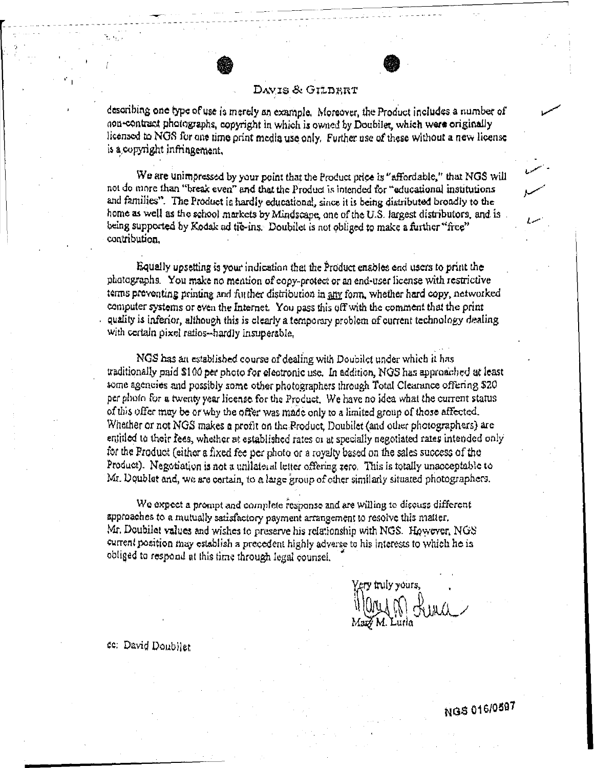describing one type of use is merely an example. Moreover, the Product includes a number of non-contract photographs, copyright in which is owned by Doubilet, which were originally licensed to NGS for one time print media use only. Further use of these without a new license is a copyright infringement.

We are unimpressed by your point that the Product price is "affordable," that NGS will not do more than "break even" and that the Product is intended for "educational institutions and families". The Product is hardly educational, since it is being distributed broadly to the home as well as the school markets by Mindscape, one of the U.S. largest distributors, and is being supported by Kodak ad tie-ins. Doubilet is not obliged to make a further "free" contribution.

Equally upsetting is your indication that the Product enables end users to print the photographs. You make no mention of copy-protect or an end-user license with restrictive terms preventing printing and further distribution in any form, whether hard copy, networked computer systems or even the Internet. You pass this off with the comment that the print quality is inferior, although this is clearly a temporary problem of current technology dealing with certain pixel ratios--hardly insuperable.

NGS has an established course of dealing with Doubilet under which it has traditionally paid $100 per photo for electronic use. In addition, NGS has approached at least some agencies and possibly some other photographers through Total Clearance offering $20 per photo for a twenty year license for the Product. We have no idea what the current status of this offer may be or why the offer was made only to a limited group of those affected. Whether or not NGS makes a profit on the Product, Doubilet (and other photographers) are entitled to their fees, whether at established rates or at specially negotiated rates intended only for the Product (either a fixed fee per photo or a royalty based on the sales success of the Product). Negotiation is not a unilateral letter offering zero. This is totally unacceptable to Mr. Doubilet and, we are certain, to a large group of other similarly situated photographers.

We expect a prompt and complete response and are willing to discuss different approaches to a mutually satisfactory payment arrangement to resolve this matter. Mr. Doubilet values and wishes to preserve his relationship with NGS. However, NGS current position may establish a precedent highly adverse to his interests to which he is obliged to respond at this time through legal counsel.

Very truly yours,

Mary M. Luria

cc: David Doubilet

NGS 016/0597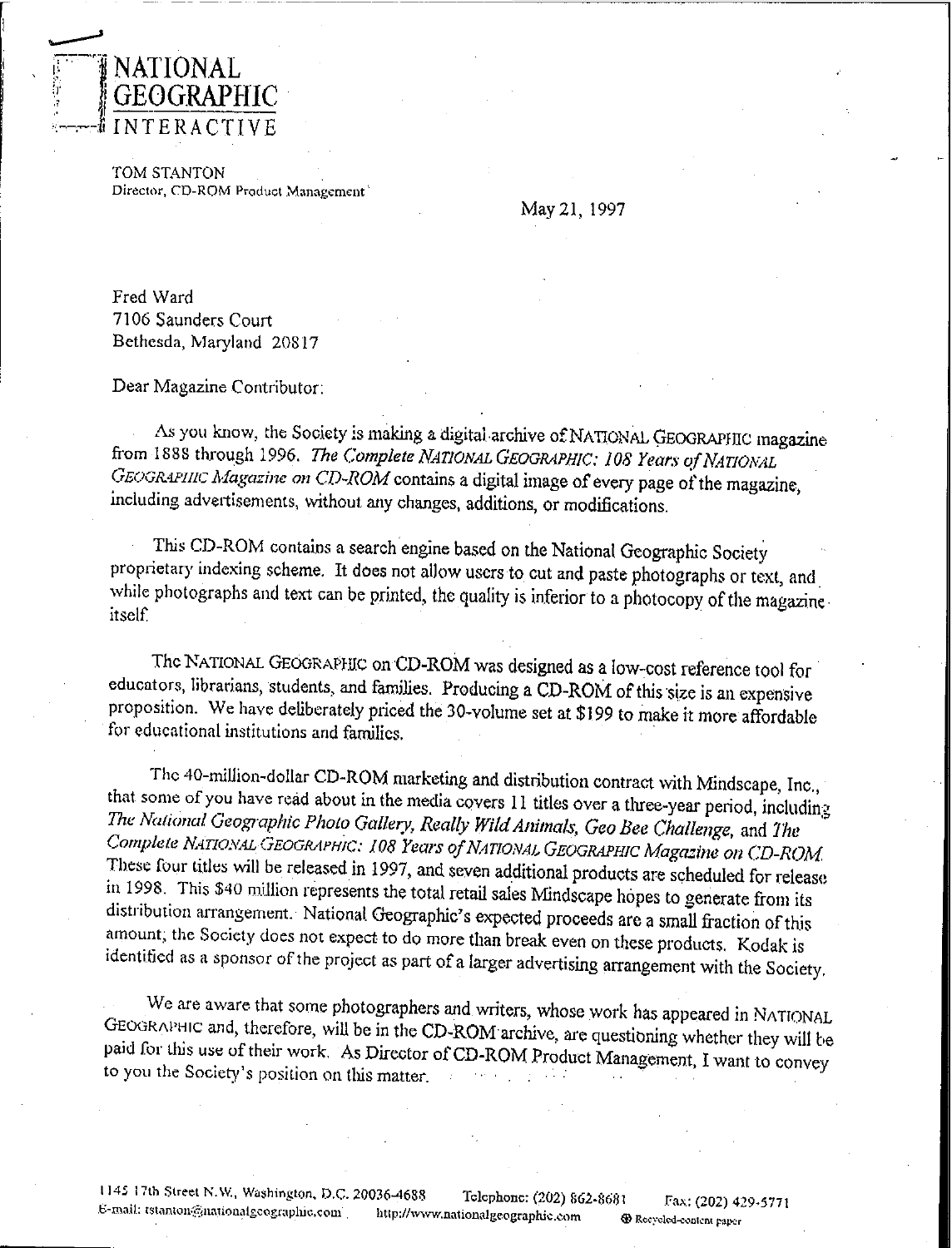NATIONAL
GEOGRAPHIC
INTERACTIVE

TOM STANTON
Director, CD-ROM Product Management

May 21, 1997

Fred Ward
7106 Saunders Court
Bethesda, Maryland 20817

Dear Magazine Contributor:

As you know, the Society is making a digital archive of NATIONAL GEOGRAPHIC magazine from 1888 through 1996. *The Complete NATIONAL GEOGRAPHIC: 108 Years of NATIONAL GEOGRAPHIC Magazine on CD-ROM* contains a digital image of every page of the magazine, including advertisements, without any changes, additions, or modifications.

This CD-ROM contains a search engine based on the National Geographic Society proprietary indexing scheme. It does not allow users to cut and paste photographs or text, and while photographs and text can be printed, the quality is inferior to a photocopy of the magazine itself.

The NATIONAL GEOGRAPHIC on CD-ROM was designed as a low-cost reference tool for educators, librarians, students, and families. Producing a CD-ROM of this size is an expensive proposition. We have deliberately priced the 30-volume set at $199 to make it more affordable for educational institutions and families.

The 40-million-dollar CD-ROM marketing and distribution contract with Mindscape, Inc., that some of you have read about in the media covers 11 titles over a three-year period, including *The National Geographic Photo Gallery, Really Wild Animals, Geo Bee Challenge*, and *The Complete NATIONAL GEOGRAPHIC: 108 Years of NATIONAL GEOGRAPHIC Magazine on CD-ROM*. These four titles will be released in 1997, and seven additional products are scheduled for release in 1998. This $40 million represents the total retail sales Mindscape hopes to generate from its distribution arrangement. National Geographic's expected proceeds are a small fraction of this amount; the Society does not expect to do more than break even on these products. Kodak is identified as a sponsor of the project as part of a larger advertising arrangement with the Society.

We are aware that some photographers and writers, whose work has appeared in NATIONAL GEOGRAPHIC and, therefore, will be in the CD-ROM archive, are questioning whether they will be paid for this use of their work. As Director of CD-ROM Product Management, I want to convey to you the Society's position on this matter.

1145 17th Street N.W., Washington, D.C. 20036-4688 Telephone: (202) 862-8681 Fax: (202) 429-5771
E-mail: tstanton@nationalgeographic.com http://www.nationalgeographic.com Recycled-content paper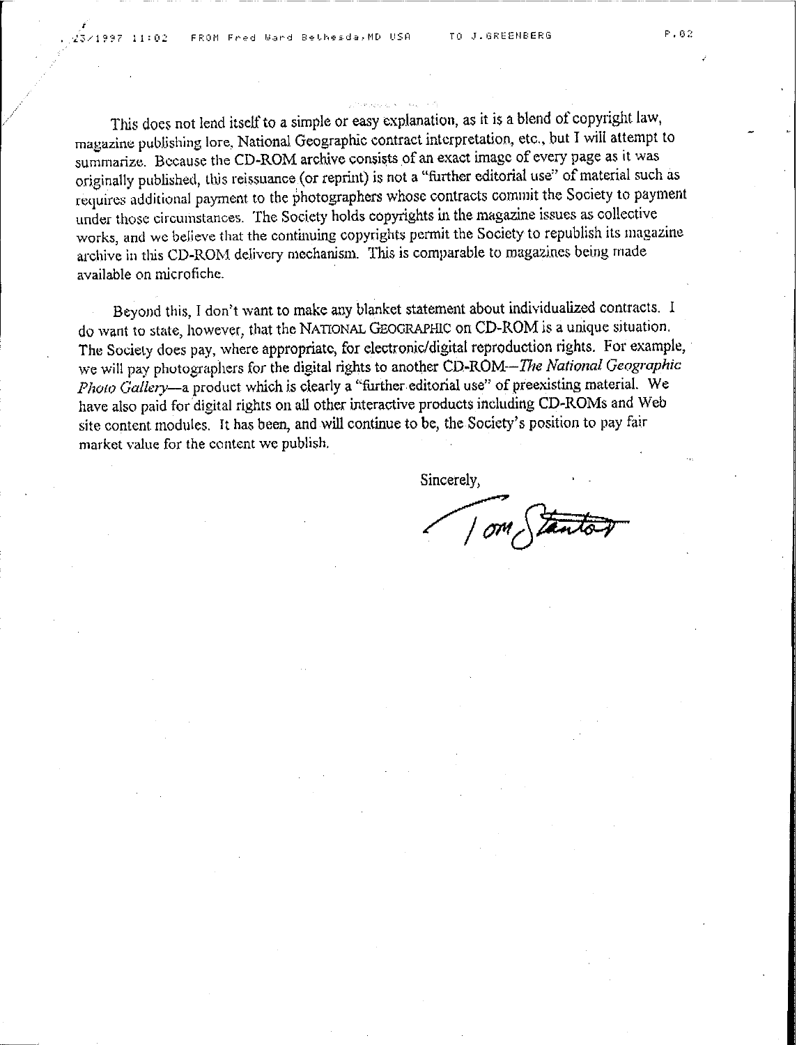This does not lend itself to a simple or easy explanation, as it is a blend of copyright law, magazine publishing lore, National Geographic contract interpretation, etc., but I will attempt to summarize. Because the CD-ROM archive consists of an exact image of every page as it was originally published, this reissuance (or reprint) is not a "further editorial use" of material such as requires additional payment to the photographers whose contracts commit the Society to payment under those circumstances. The Society holds copyrights in the magazine issues as collective works, and we believe that the continuing copyrights permit the Society to republish its magazine archive in this CD-ROM delivery mechanism. This is comparable to magazines being made available on microfiche.

Beyond this, I don't want to make any blanket statement about individualized contracts. I do want to state, however, that the NATIONAL GEOGRAPHIC on CD-ROM is a unique situation. The Society does pay, where appropriate, for electronic/digital reproduction rights. For example, we will pay photographers for the digital rights to another CD-ROM—*The National Geographic Photo Gallery*—a product which is clearly a "further editorial use" of preexisting material. We have also paid for digital rights on all other interactive products including CD-ROMs and Web site content modules. It has been, and will continue to be, the Society's position to pay fair market value for the content we publish.

Sincerely,

Tom Stanton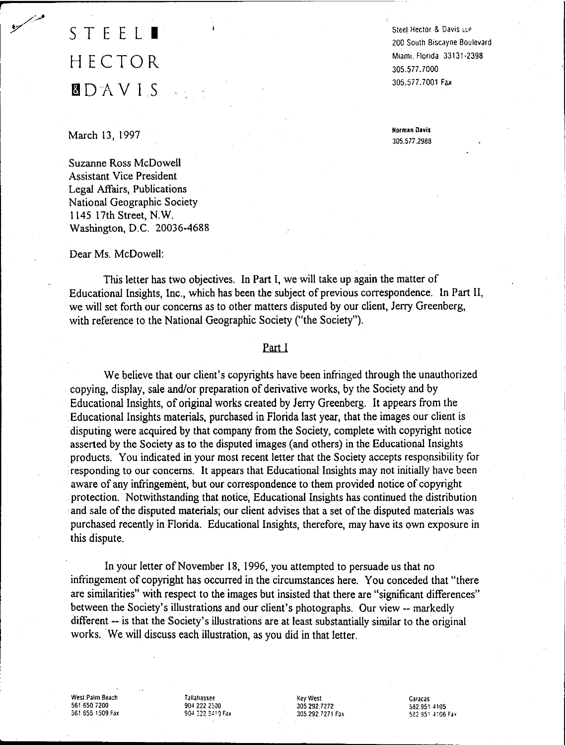STEEL HECTOR & DAVIS

Steel Hector & Davis LLP
200 South Biscayne Boulevard
Miami, Florida 33131-2398
305.577.7000
305.577.7001 Fax

**Norman Davis**
305.577.2988

March 13, 1997

Suzanne Ross McDowell
Assistant Vice President
Legal Affairs, Publications
National Geographic Society
1145 17th Street, N.W.
Washington, D.C. 20036-4688

Dear Ms. McDowell:

This letter has two objectives. In Part I, we will take up again the matter of Educational Insights, Inc., which has been the subject of previous correspondence. In Part II, we will set forth our concerns as to other matters disputed by our client, Jerry Greenberg, with reference to the National Geographic Society ("the Society").

## Part I

We believe that our client's copyrights have been infringed through the unauthorized copying, display, sale and/or preparation of derivative works, by the Society and by Educational Insights, of original works created by Jerry Greenberg. It appears from the Educational Insights materials, purchased in Florida last year, that the images our client is disputing were acquired by that company from the Society, complete with copyright notice asserted by the Society as to the disputed images (and others) in the Educational Insights products. You indicated in your most recent letter that the Society accepts responsibility for responding to our concerns. It appears that Educational Insights may not initially have been aware of any infringement, but our correspondence to them provided notice of copyright protection. Notwithstanding that notice, Educational Insights has continued the distribution and sale of the disputed materials; our client advises that a set of the disputed materials was purchased recently in Florida. Educational Insights, therefore, may have its own exposure in this dispute.

In your letter of November 18, 1996, you attempted to persuade us that no infringement of copyright has occurred in the circumstances here. You conceded that "there are similarities" with respect to the images but insisted that there are "significant differences" between the Society's illustrations and our client's photographs. Our view -- markedly different -- is that the Society's illustrations are at least substantially similar to the original works. We will discuss each illustration, as you did in that letter.

West Palm Beach
561 650 7200
561 655 1509 Fax

Tallahassee
904 222 2300
904 222 8410 Fax

Key West
305 292 7272
305 292 7271 Fax

Caracas
582 951 4105
582 951 4106 Fax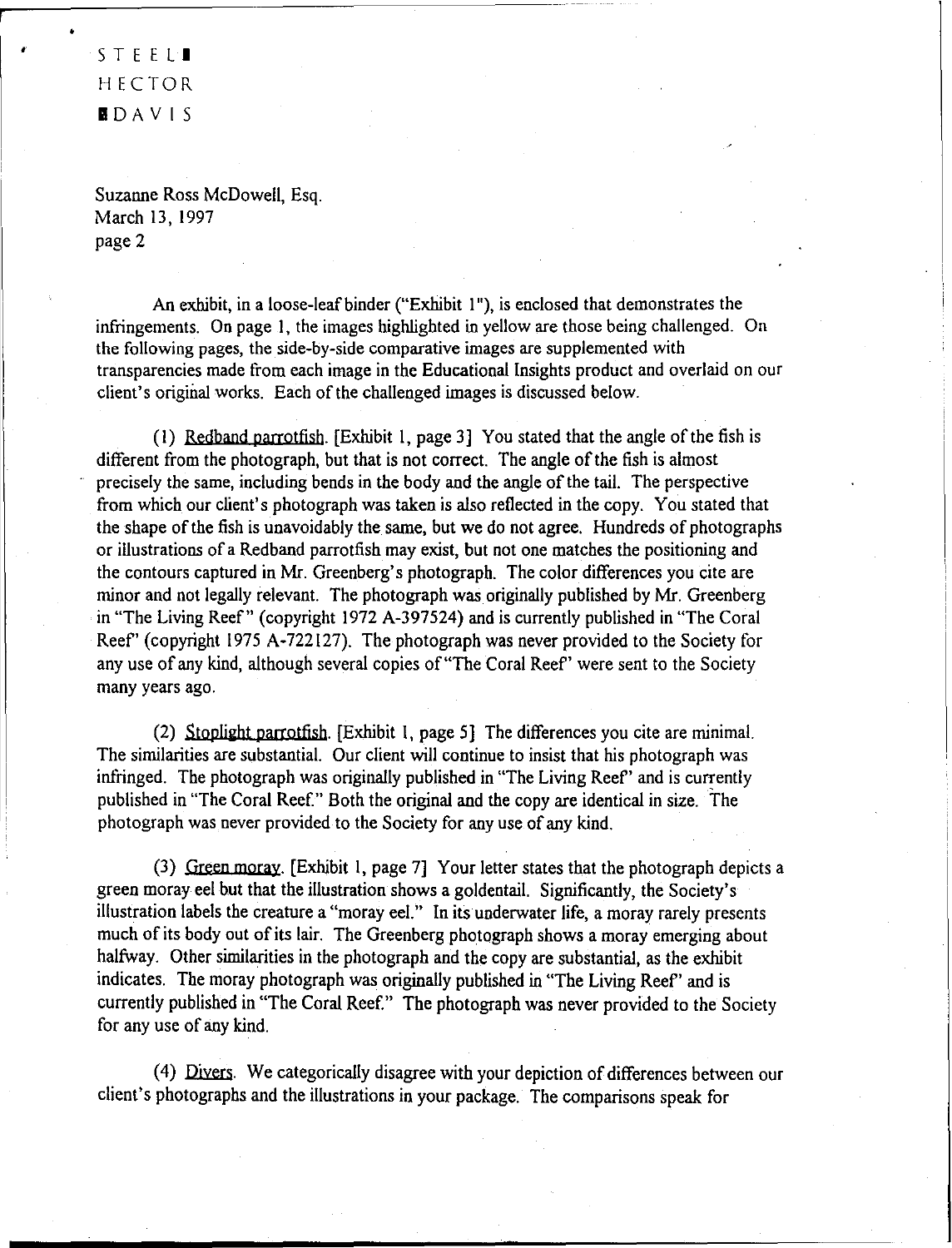STEEL
HECTOR
DAVIS

Suzanne Ross McDowell, Esq.
March 13, 1997
page 2

An exhibit, in a loose-leaf binder ("Exhibit 1"), is enclosed that demonstrates the infringements. On page 1, the images highlighted in yellow are those being challenged. On the following pages, the side-by-side comparative images are supplemented with transparencies made from each image in the Educational Insights product and overlaid on our client's original works. Each of the challenged images is discussed below.

(1) Redband parrotfish. [Exhibit 1, page 3] You stated that the angle of the fish is different from the photograph, but that is not correct. The angle of the fish is almost precisely the same, including bends in the body and the angle of the tail. The perspective from which our client's photograph was taken is also reflected in the copy. You stated that the shape of the fish is unavoidably the same, but we do not agree. Hundreds of photographs or illustrations of a Redband parrotfish may exist, but not one matches the positioning and the contours captured in Mr. Greenberg's photograph. The color differences you cite are minor and not legally relevant. The photograph was originally published by Mr. Greenberg in "The Living Reef" (copyright 1972 A-397524) and is currently published in "The Coral Reef" (copyright 1975 A-722127). The photograph was never provided to the Society for any use of any kind, although several copies of "The Coral Reef" were sent to the Society many years ago.

(2) Stoplight parrotfish. [Exhibit 1, page 5] The differences you cite are minimal. The similarities are substantial. Our client will continue to insist that his photograph was infringed. The photograph was originally published in "The Living Reef" and is currently published in "The Coral Reef." Both the original and the copy are identical in size. The photograph was never provided to the Society for any use of any kind.

(3) Green moray. [Exhibit 1, page 7] Your letter states that the photograph depicts a green moray eel but that the illustration shows a goldentail. Significantly, the Society's illustration labels the creature a "moray eel." In its underwater life, a moray rarely presents much of its body out of its lair. The Greenberg photograph shows a moray emerging about halfway. Other similarities in the photograph and the copy are substantial, as the exhibit indicates. The moray photograph was originally published in "The Living Reef" and is currently published in "The Coral Reef." The photograph was never provided to the Society for any use of any kind.

(4) Divers. We categorically disagree with your depiction of differences between our client's photographs and the illustrations in your package. The comparisons speak for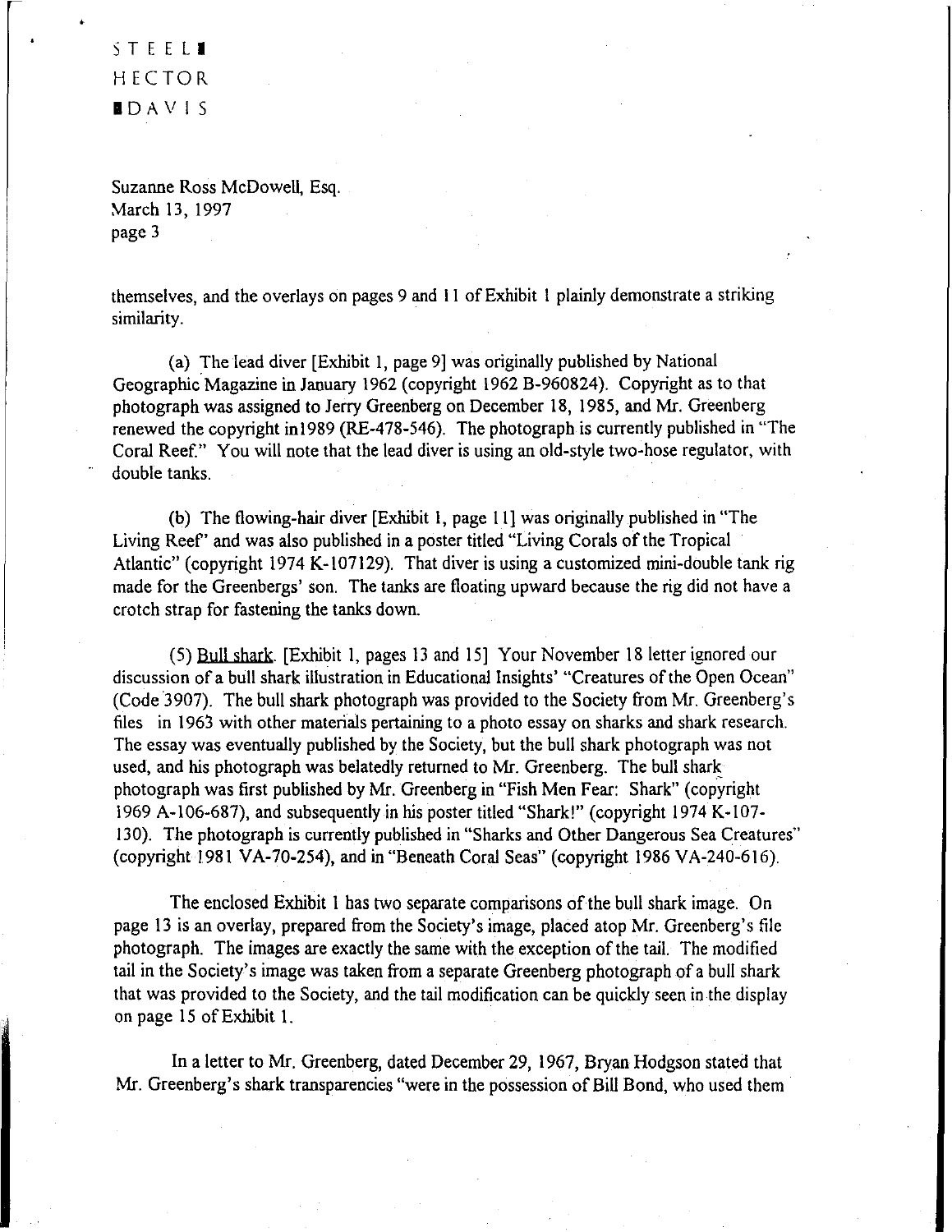themselves, and the overlays on pages 9 and 11 of Exhibit 1 plainly demonstrate a striking similarity.

(a) The lead diver [Exhibit 1, page 9] was originally published by National Geographic Magazine in January 1962 (copyright 1962 B-960824). Copyright as to that photograph was assigned to Jerry Greenberg on December 18, 1985, and Mr. Greenberg renewed the copyright in1989 (RE-478-546). The photograph is currently published in "The Coral Reef." You will note that the lead diver is using an old-style two-hose regulator, with double tanks.

(b) The flowing-hair diver [Exhibit 1, page 11] was originally published in "The Living Reef" and was also published in a poster titled "Living Corals of the Tropical Atlantic" (copyright 1974 K-107129). That diver is using a customized mini-double tank rig made for the Greenbergs' son. The tanks are floating upward because the rig did not have a crotch strap for fastening the tanks down.

(5) Bull shark. [Exhibit 1, pages 13 and 15] Your November 18 letter ignored our discussion of a bull shark illustration in Educational Insights' "Creatures of the Open Ocean" (Code 3907). The bull shark photograph was provided to the Society from Mr. Greenberg's files in 1963 with other materials pertaining to a photo essay on sharks and shark research. The essay was eventually published by the Society, but the bull shark photograph was not used, and his photograph was belatedly returned to Mr. Greenberg. The bull shark photograph was first published by Mr. Greenberg in "Fish Men Fear: Shark" (copyright 1969 A-106-687), and subsequently in his poster titled "Shark!" (copyright 1974 K-107-130). The photograph is currently published in "Sharks and Other Dangerous Sea Creatures" (copyright 1981 VA-70-254), and in "Beneath Coral Seas" (copyright 1986 VA-240-616).

The enclosed Exhibit 1 has two separate comparisons of the bull shark image. On page 13 is an overlay, prepared from the Society's image, placed atop Mr. Greenberg's file photograph. The images are exactly the same with the exception of the tail. The modified tail in the Society's image was taken from a separate Greenberg photograph of a bull shark that was provided to the Society, and the tail modification can be quickly seen in the display on page 15 of Exhibit 1.

In a letter to Mr. Greenberg, dated December 29, 1967, Bryan Hodgson stated that Mr. Greenberg's shark transparencies "were in the possession of Bill Bond, who used them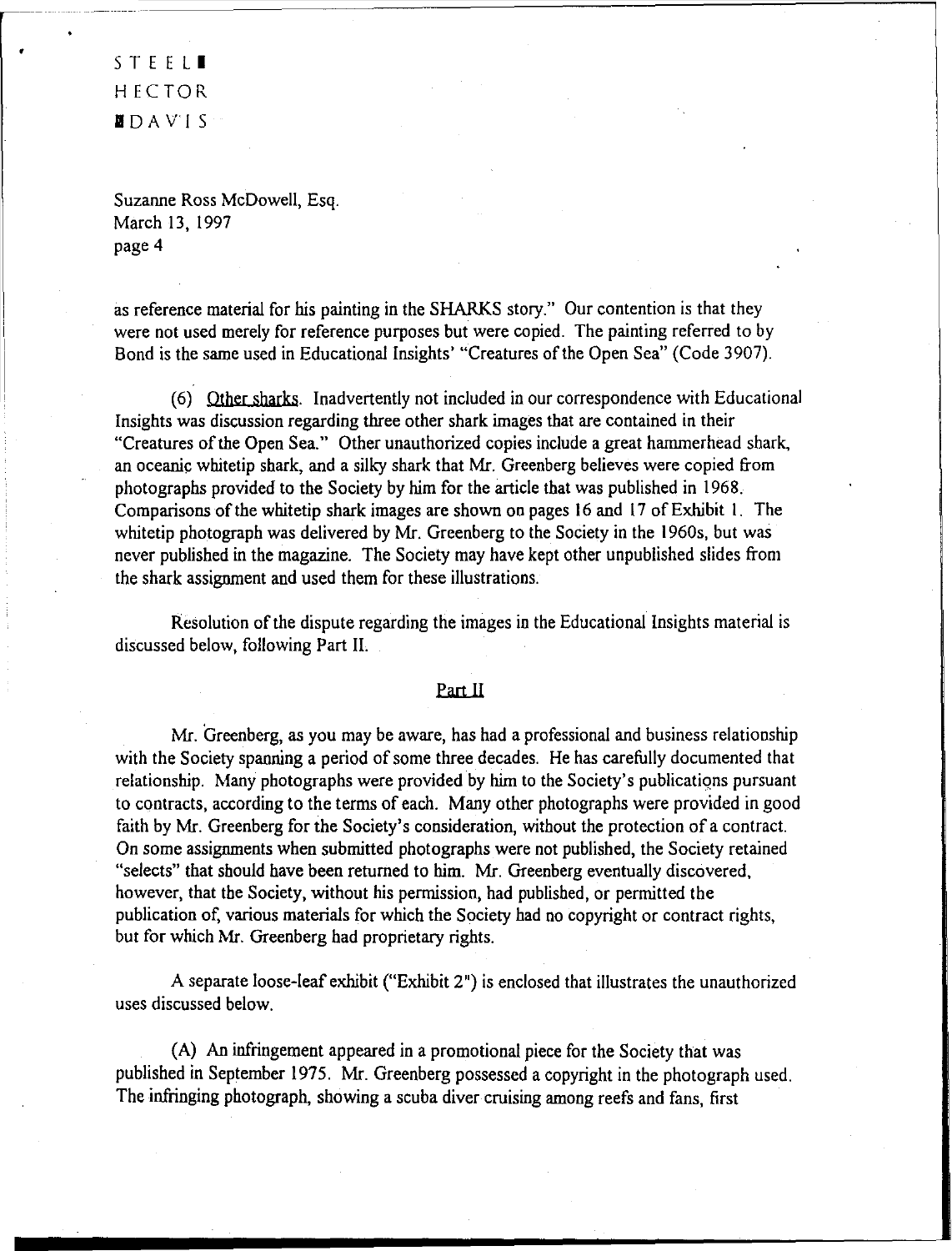as reference material for his painting in the SHARKS story." Our contention is that they were not used merely for reference purposes but were copied. The painting referred to by Bond is the same used in Educational Insights' "Creatures of the Open Sea" (Code 3907).

(6) Other sharks. Inadvertently not included in our correspondence with Educational Insights was discussion regarding three other shark images that are contained in their "Creatures of the Open Sea." Other unauthorized copies include a great hammerhead shark, an oceanic whitetip shark, and a silky shark that Mr. Greenberg believes were copied from photographs provided to the Society by him for the article that was published in 1968. Comparisons of the whitetip shark images are shown on pages 16 and 17 of Exhibit 1. The whitetip photograph was delivered by Mr. Greenberg to the Society in the 1960s, but was never published in the magazine. The Society may have kept other unpublished slides from the shark assignment and used them for these illustrations.

Resolution of the dispute regarding the images in the Educational Insights material is discussed below, following Part II.

## Part II

Mr. Greenberg, as you may be aware, has had a professional and business relationship with the Society spanning a period of some three decades. He has carefully documented that relationship. Many photographs were provided by him to the Society's publications pursuant to contracts, according to the terms of each. Many other photographs were provided in good faith by Mr. Greenberg for the Society's consideration, without the protection of a contract. On some assignments when submitted photographs were not published, the Society retained "selects" that should have been returned to him. Mr. Greenberg eventually discovered, however, that the Society, without his permission, had published, or permitted the publication of, various materials for which the Society had no copyright or contract rights, but for which Mr. Greenberg had proprietary rights.

A separate loose-leaf exhibit ("Exhibit 2") is enclosed that illustrates the unauthorized uses discussed below.

(A) An infringement appeared in a promotional piece for the Society that was published in September 1975. Mr. Greenberg possessed a copyright in the photograph used. The infringing photograph, showing a scuba diver cruising among reefs and fans, first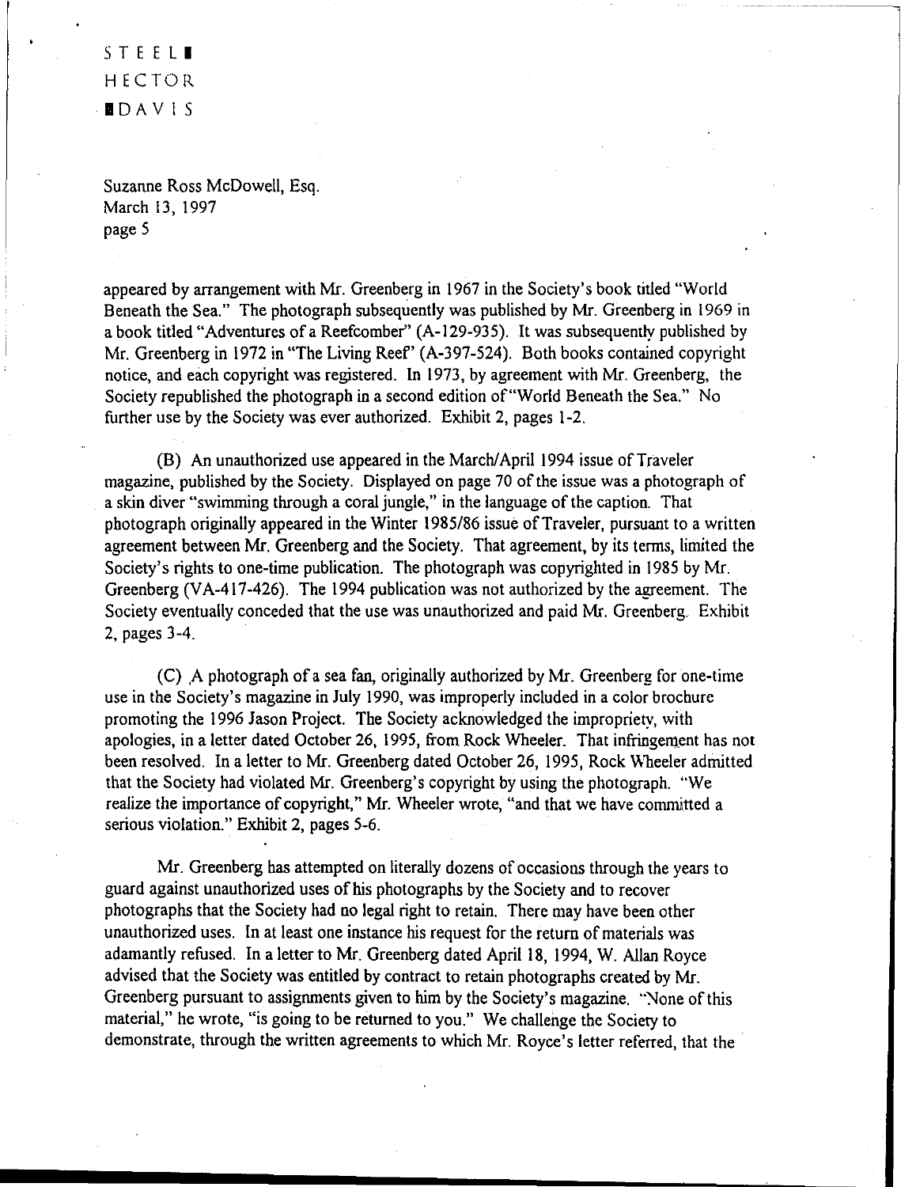appeared by arrangement with Mr. Greenberg in 1967 in the Society's book titled "World Beneath the Sea." The photograph subsequently was published by Mr. Greenberg in 1969 in a book titled "Adventures of a Reefcomber" (A-129-935). It was subsequently published by Mr. Greenberg in 1972 in "The Living Reef" (A-397-524). Both books contained copyright notice, and each copyright was registered. In 1973, by agreement with Mr. Greenberg, the Society republished the photograph in a second edition of "World Beneath the Sea." No further use by the Society was ever authorized. Exhibit 2, pages 1-2.

(B) An unauthorized use appeared in the March/April 1994 issue of Traveler magazine, published by the Society. Displayed on page 70 of the issue was a photograph of a skin diver "swimming through a coral jungle," in the language of the caption. That photograph originally appeared in the Winter 1985/86 issue of Traveler, pursuant to a written agreement between Mr. Greenberg and the Society. That agreement, by its terms, limited the Society's rights to one-time publication. The photograph was copyrighted in 1985 by Mr. Greenberg (VA-417-426). The 1994 publication was not authorized by the agreement. The Society eventually conceded that the use was unauthorized and paid Mr. Greenberg. Exhibit 2, pages 3-4.

(C) A photograph of a sea fan, originally authorized by Mr. Greenberg for one-time use in the Society's magazine in July 1990, was improperly included in a color brochure promoting the 1996 Jason Project. The Society acknowledged the impropriety, with apologies, in a letter dated October 26, 1995, from Rock Wheeler. That infringement has not been resolved. In a letter to Mr. Greenberg dated October 26, 1995, Rock Wheeler admitted that the Society had violated Mr. Greenberg's copyright by using the photograph. "We realize the importance of copyright," Mr. Wheeler wrote, "and that we have committed a serious violation." Exhibit 2, pages 5-6.

Mr. Greenberg has attempted on literally dozens of occasions through the years to guard against unauthorized uses of his photographs by the Society and to recover photographs that the Society had no legal right to retain. There may have been other unauthorized uses. In at least one instance his request for the return of materials was adamantly refused. In a letter to Mr. Greenberg dated April 18, 1994, W. Allan Royce advised that the Society was entitled by contract to retain photographs created by Mr. Greenberg pursuant to assignments given to him by the Society's magazine. "None of this material," he wrote, "is going to be returned to you." We challenge the Society to demonstrate, through the written agreements to which Mr. Royce's letter referred, that the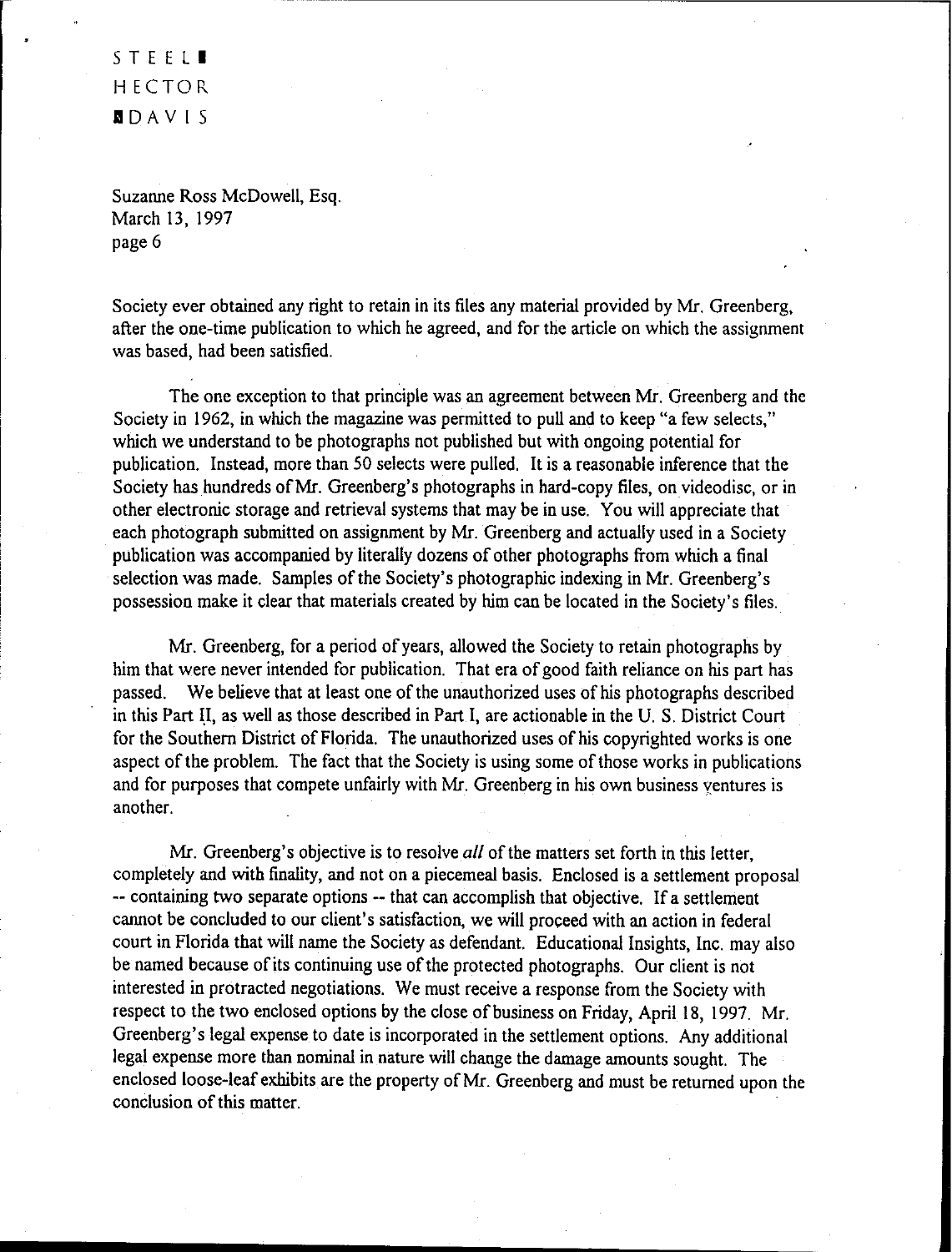Society ever obtained any right to retain in its files any material provided by Mr. Greenberg, after the one-time publication to which he agreed, and for the article on which the assignment was based, had been satisfied.

The one exception to that principle was an agreement between Mr. Greenberg and the Society in 1962, in which the magazine was permitted to pull and to keep "a few selects," which we understand to be photographs not published but with ongoing potential for publication. Instead, more than 50 selects were pulled. It is a reasonable inference that the Society has hundreds of Mr. Greenberg's photographs in hard-copy files, on videodisc, or in other electronic storage and retrieval systems that may be in use. You will appreciate that each photograph submitted on assignment by Mr. Greenberg and actually used in a Society publication was accompanied by literally dozens of other photographs from which a final selection was made. Samples of the Society's photographic indexing in Mr. Greenberg's possession make it clear that materials created by him can be located in the Society's files.

Mr. Greenberg, for a period of years, allowed the Society to retain photographs by him that were never intended for publication. That era of good faith reliance on his part has passed. We believe that at least one of the unauthorized uses of his photographs described in this Part II, as well as those described in Part I, are actionable in the U. S. District Court for the Southern District of Florida. The unauthorized uses of his copyrighted works is one aspect of the problem. The fact that the Society is using some of those works in publications and for purposes that compete unfairly with Mr. Greenberg in his own business ventures is another.

Mr. Greenberg's objective is to resolve *all* of the matters set forth in this letter, completely and with finality, and not on a piecemeal basis. Enclosed is a settlement proposal -- containing two separate options -- that can accomplish that objective. If a settlement cannot be concluded to our client's satisfaction, we will proceed with an action in federal court in Florida that will name the Society as defendant. Educational Insights, Inc. may also be named because of its continuing use of the protected photographs. Our client is not interested in protracted negotiations. We must receive a response from the Society with respect to the two enclosed options by the close of business on Friday, April 18, 1997. Mr. Greenberg's legal expense to date is incorporated in the settlement options. Any additional legal expense more than nominal in nature will change the damage amounts sought. The enclosed loose-leaf exhibits are the property of Mr. Greenberg and must be returned upon the conclusion of this matter.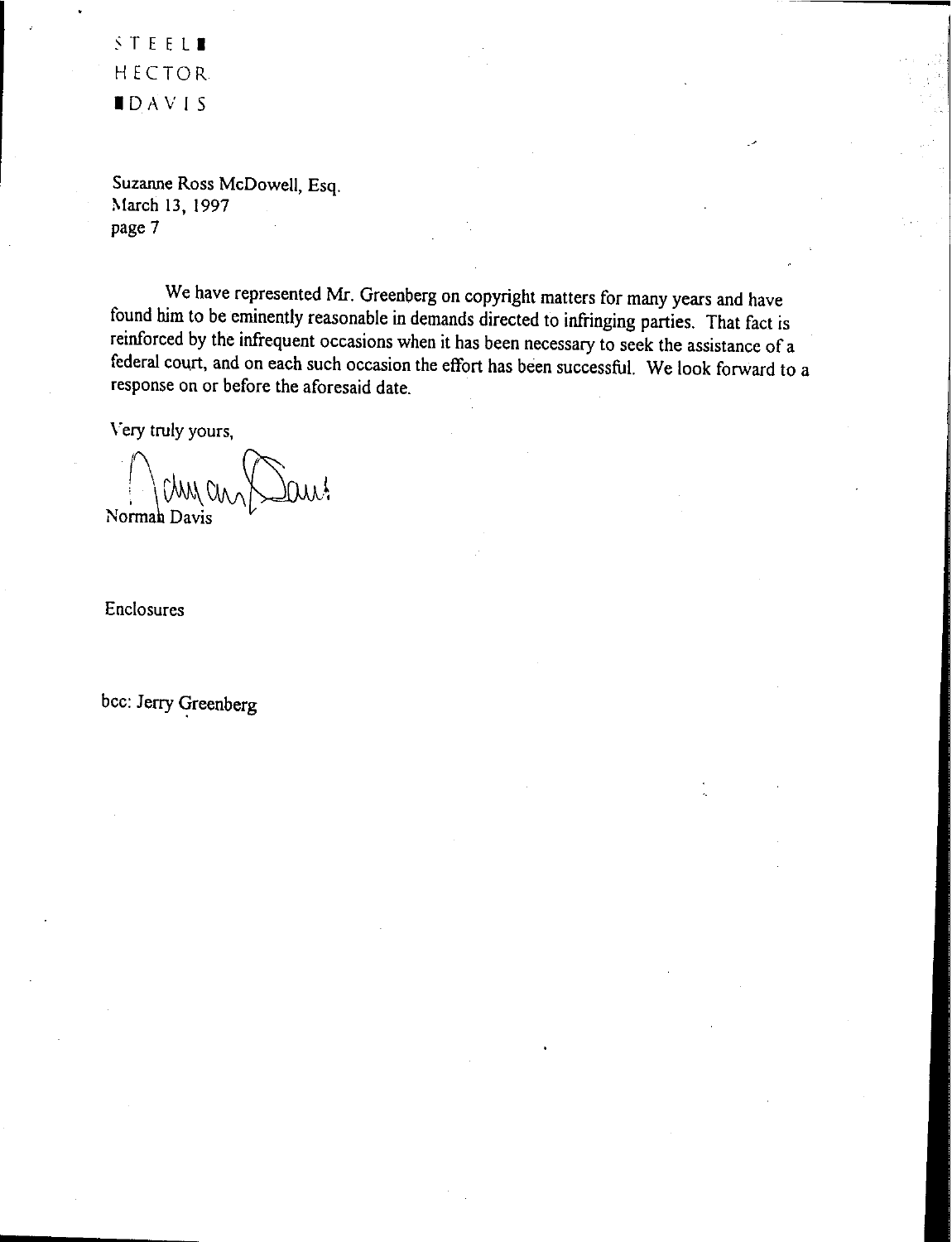STEELE
HECTOR
DAVIS

Suzanne Ross McDowell, Esq.
March 13, 1997
page 7

We have represented Mr. Greenberg on copyright matters for many years and have found him to be eminently reasonable in demands directed to infringing parties. That fact is reinforced by the infrequent occasions when it has been necessary to seek the assistance of a federal court, and on each such occasion the effort has been successful. We look forward to a response on or before the aforesaid date.

Very truly yours,

Norman Davis

Enclosures

bcc: Jerry Greenberg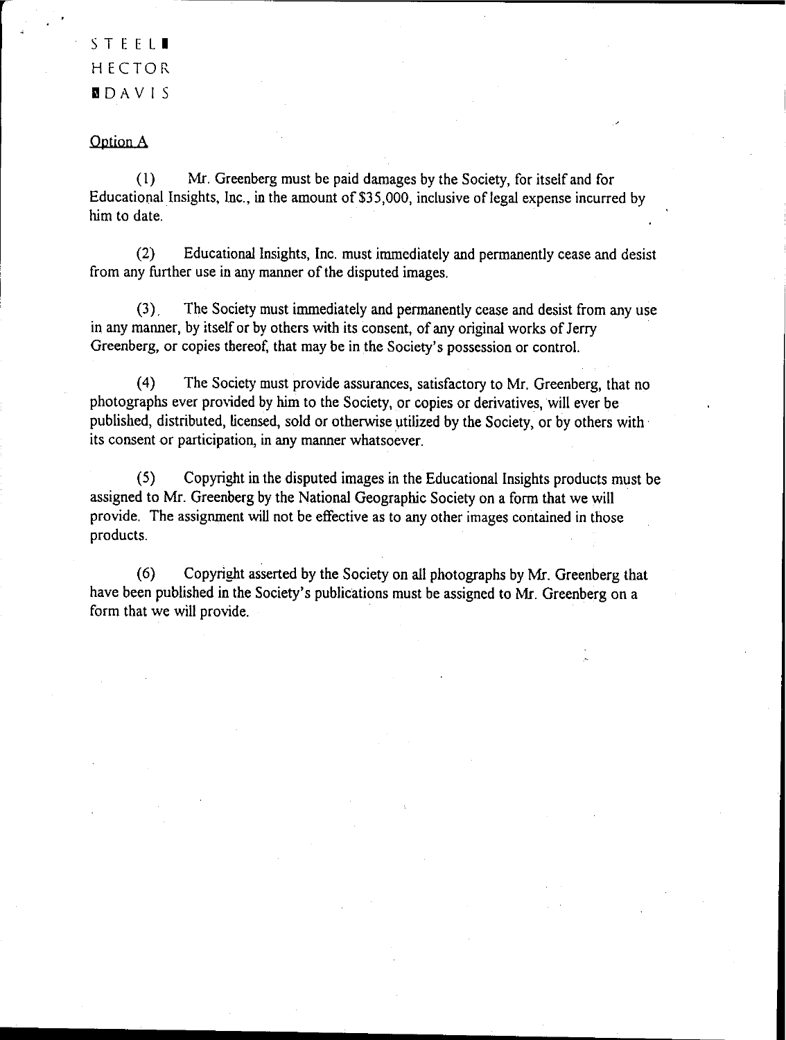STEEL HECTOR DAVIS

Option A

(1) Mr. Greenberg must be paid damages by the Society, for itself and for Educational Insights, Inc., in the amount of $35,000, inclusive of legal expense incurred by him to date.

(2) Educational Insights, Inc. must immediately and permanently cease and desist from any further use in any manner of the disputed images.

(3) The Society must immediately and permanently cease and desist from any use in any manner, by itself or by others with its consent, of any original works of Jerry Greenberg, or copies thereof, that may be in the Society's possession or control.

(4) The Society must provide assurances, satisfactory to Mr. Greenberg, that no photographs ever provided by him to the Society, or copies or derivatives, will ever be published, distributed, licensed, sold or otherwise utilized by the Society, or by others with its consent or participation, in any manner whatsoever.

(5) Copyright in the disputed images in the Educational Insights products must be assigned to Mr. Greenberg by the National Geographic Society on a form that we will provide. The assignment will not be effective as to any other images contained in those products.

(6) Copyright asserted by the Society on all photographs by Mr. Greenberg that have been published in the Society's publications must be assigned to Mr. Greenberg on a form that we will provide.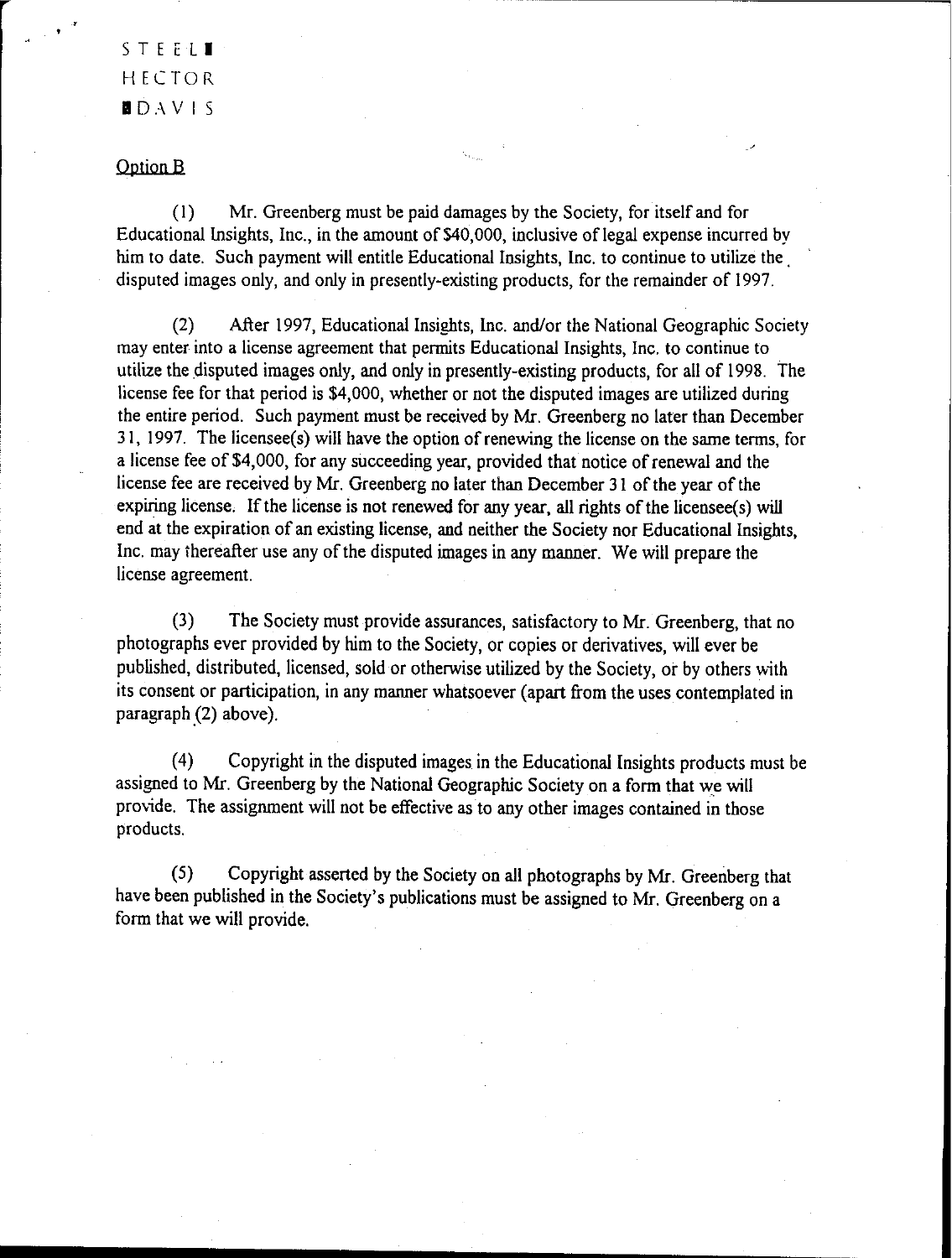STEEL HECTOR DAVIS

Option B

(1) Mr. Greenberg must be paid damages by the Society, for itself and for Educational Insights, Inc., in the amount of $40,000, inclusive of legal expense incurred by him to date. Such payment will entitle Educational Insights, Inc. to continue to utilize the disputed images only, and only in presently-existing products, for the remainder of 1997.

(2) After 1997, Educational Insights, Inc. and/or the National Geographic Society may enter into a license agreement that permits Educational Insights, Inc. to continue to utilize the disputed images only, and only in presently-existing products, for all of 1998. The license fee for that period is $4,000, whether or not the disputed images are utilized during the entire period. Such payment must be received by Mr. Greenberg no later than December 31, 1997. The licensee(s) will have the option of renewing the license on the same terms, for a license fee of $4,000, for any succeeding year, provided that notice of renewal and the license fee are received by Mr. Greenberg no later than December 31 of the year of the expiring license. If the license is not renewed for any year, all rights of the licensee(s) will end at the expiration of an existing license, and neither the Society nor Educational Insights, Inc. may thereafter use any of the disputed images in any manner. We will prepare the license agreement.

(3) The Society must provide assurances, satisfactory to Mr. Greenberg, that no photographs ever provided by him to the Society, or copies or derivatives, will ever be published, distributed, licensed, sold or otherwise utilized by the Society, or by others with its consent or participation, in any manner whatsoever (apart from the uses contemplated in paragraph (2) above).

(4) Copyright in the disputed images in the Educational Insights products must be assigned to Mr. Greenberg by the National Geographic Society on a form that we will provide. The assignment will not be effective as to any other images contained in those products.

(5) Copyright asserted by the Society on all photographs by Mr. Greenberg that have been published in the Society's publications must be assigned to Mr. Greenberg on a form that we will provide.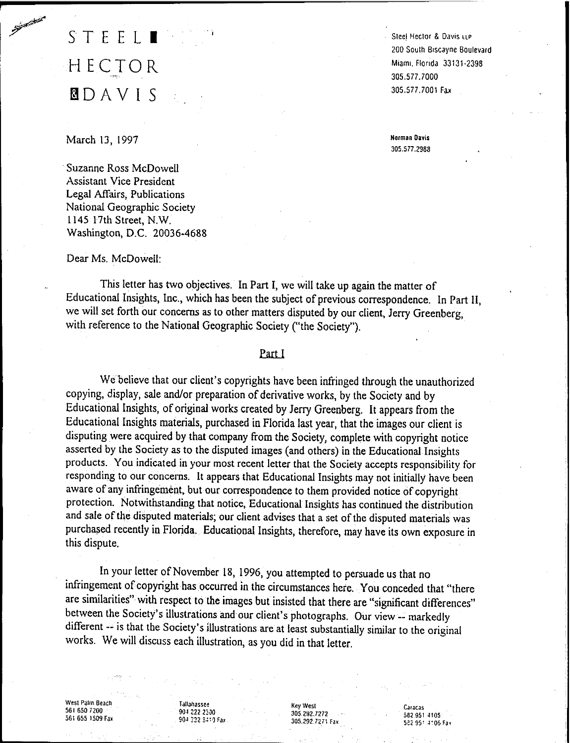# STEEL HECTOR & DAVIS

Steel Hector & Davis LLP
200 South Biscayne Boulevard
Miami, Florida 33131-2398
305.577.7000
305.577.7001 Fax

Norman Davis
305.577.2988

March 13, 1997

Suzanne Ross McDowell
Assistant Vice President
Legal Affairs, Publications
National Geographic Society
1145 17th Street, N.W.
Washington, D.C. 20036-4688

Dear Ms. McDowell:

This letter has two objectives. In Part I, we will take up again the matter of Educational Insights, Inc., which has been the subject of previous correspondence. In Part II, we will set forth our concerns as to other matters disputed by our client, Jerry Greenberg, with reference to the National Geographic Society ("the Society").

## Part I

We believe that our client's copyrights have been infringed through the unauthorized copying, display, sale and/or preparation of derivative works, by the Society and by Educational Insights, of original works created by Jerry Greenberg. It appears from the Educational Insights materials, purchased in Florida last year, that the images our client is disputing were acquired by that company from the Society, complete with copyright notice asserted by the Society as to the disputed images (and others) in the Educational Insights products. You indicated in your most recent letter that the Society accepts responsibility for responding to our concerns. It appears that Educational Insights may not initially have been aware of any infringement, but our correspondence to them provided notice of copyright protection. Notwithstanding that notice, Educational Insights has continued the distribution and sale of the disputed materials; our client advises that a set of the disputed materials was purchased recently in Florida. Educational Insights, therefore, may have its own exposure in this dispute.

In your letter of November 18, 1996, you attempted to persuade us that no infringement of copyright has occurred in the circumstances here. You conceded that "there are similarities" with respect to the images but insisted that there are "significant differences" between the Society's illustrations and our client's photographs. Our view -- markedly different -- is that the Society's illustrations are at least substantially similar to the original works. We will discuss each illustration, as you did in that letter.

West Palm Beach
561 650 7200
561 655 1509 Fax

Tallahassee
904 222 2300
904 222 3410 Fax

Key West
305.292.7272
305.292.7271 Fax

Caracas
582 951 4105
582 951 4106 Fax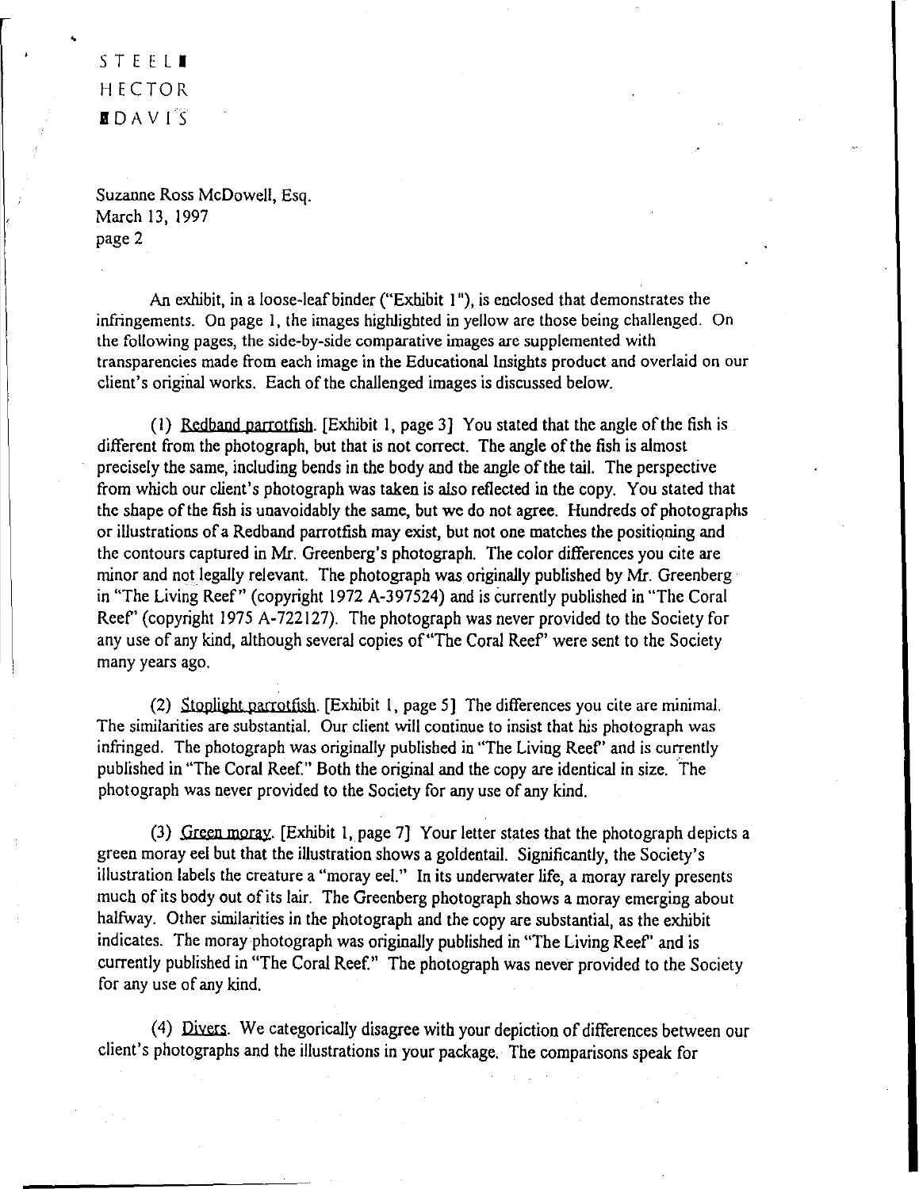STEEL
HECTOR
DAVIS

Suzanne Ross McDowell, Esq.
March 13, 1997
page 2

An exhibit, in a loose-leaf binder ("Exhibit 1"), is enclosed that demonstrates the infringements. On page 1, the images highlighted in yellow are those being challenged. On the following pages, the side-by-side comparative images are supplemented with transparencies made from each image in the Educational Insights product and overlaid on our client's original works. Each of the challenged images is discussed below.

(1) Redband parrotfish. [Exhibit 1, page 3] You stated that the angle of the fish is different from the photograph, but that is not correct. The angle of the fish is almost precisely the same, including bends in the body and the angle of the tail. The perspective from which our client's photograph was taken is also reflected in the copy. You stated that the shape of the fish is unavoidably the same, but we do not agree. Hundreds of photographs or illustrations of a Redband parrotfish may exist, but not one matches the positioning and the contours captured in Mr. Greenberg's photograph. The color differences you cite are minor and not legally relevant. The photograph was originally published by Mr. Greenberg in "The Living Reef" (copyright 1972 A-397524) and is currently published in "The Coral Reef" (copyright 1975 A-722127). The photograph was never provided to the Society for any use of any kind, although several copies of "The Coral Reef" were sent to the Society many years ago.

(2) Stoplight parrotfish. [Exhibit 1, page 5] The differences you cite are minimal. The similarities are substantial. Our client will continue to insist that his photograph was infringed. The photograph was originally published in "The Living Reef" and is currently published in "The Coral Reef." Both the original and the copy are identical in size. The photograph was never provided to the Society for any use of any kind.

(3) Green moray. [Exhibit 1, page 7] Your letter states that the photograph depicts a green moray eel but that the illustration shows a goldentail. Significantly, the Society's illustration labels the creature a "moray eel." In its underwater life, a moray rarely presents much of its body out of its lair. The Greenberg photograph shows a moray emerging about halfway. Other similarities in the photograph and the copy are substantial, as the exhibit indicates. The moray photograph was originally published in "The Living Reef" and is currently published in "The Coral Reef." The photograph was never provided to the Society for any use of any kind.

(4) Divers. We categorically disagree with your depiction of differences between our client's photographs and the illustrations in your package. The comparisons speak for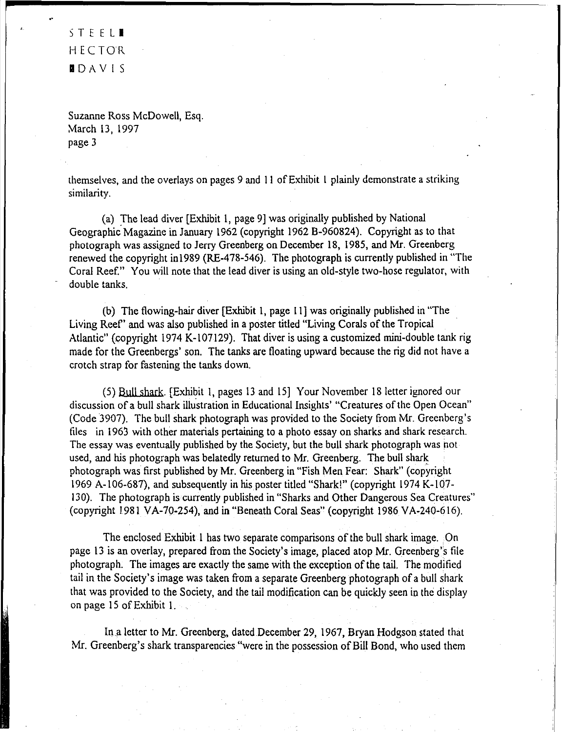themselves, and the overlays on pages 9 and 11 of Exhibit 1 plainly demonstrate a striking similarity.

(a) The lead diver [Exhibit 1, page 9] was originally published by National Geographic Magazine in January 1962 (copyright 1962 B-960824). Copyright as to that photograph was assigned to Jerry Greenberg on December 18, 1985, and Mr. Greenberg renewed the copyright in1989 (RE-478-546). The photograph is currently published in "The Coral Reef." You will note that the lead diver is using an old-style two-hose regulator, with double tanks.

(b) The flowing-hair diver [Exhibit 1, page 11] was originally published in "The Living Reef" and was also published in a poster titled "Living Corals of the Tropical Atlantic" (copyright 1974 K-107129). That diver is using a customized mini-double tank rig made for the Greenbergs' son. The tanks are floating upward because the rig did not have a crotch strap for fastening the tanks down.

(5) Bull shark. [Exhibit 1, pages 13 and 15] Your November 18 letter ignored our discussion of a bull shark illustration in Educational Insights' "Creatures of the Open Ocean" (Code 3907). The bull shark photograph was provided to the Society from Mr. Greenberg's files in 1963 with other materials pertaining to a photo essay on sharks and shark research. The essay was eventually published by the Society, but the bull shark photograph was not used, and his photograph was belatedly returned to Mr. Greenberg. The bull shark photograph was first published by Mr. Greenberg in "Fish Men Fear: Shark" (copyright 1969 A-106-687), and subsequently in his poster titled "Shark!" (copyright 1974 K-107-130). The photograph is currently published in "Sharks and Other Dangerous Sea Creatures" (copyright 1981 VA-70-254), and in "Beneath Coral Seas" (copyright 1986 VA-240-616).

The enclosed Exhibit 1 has two separate comparisons of the bull shark image. On page 13 is an overlay, prepared from the Society's image, placed atop Mr. Greenberg's file photograph. The images are exactly the same with the exception of the tail. The modified tail in the Society's image was taken from a separate Greenberg photograph of a bull shark that was provided to the Society, and the tail modification can be quickly seen in the display on page 15 of Exhibit 1.

In a letter to Mr. Greenberg, dated December 29, 1967, Bryan Hodgson stated that Mr. Greenberg's shark transparencies "were in the possession of Bill Bond, who used them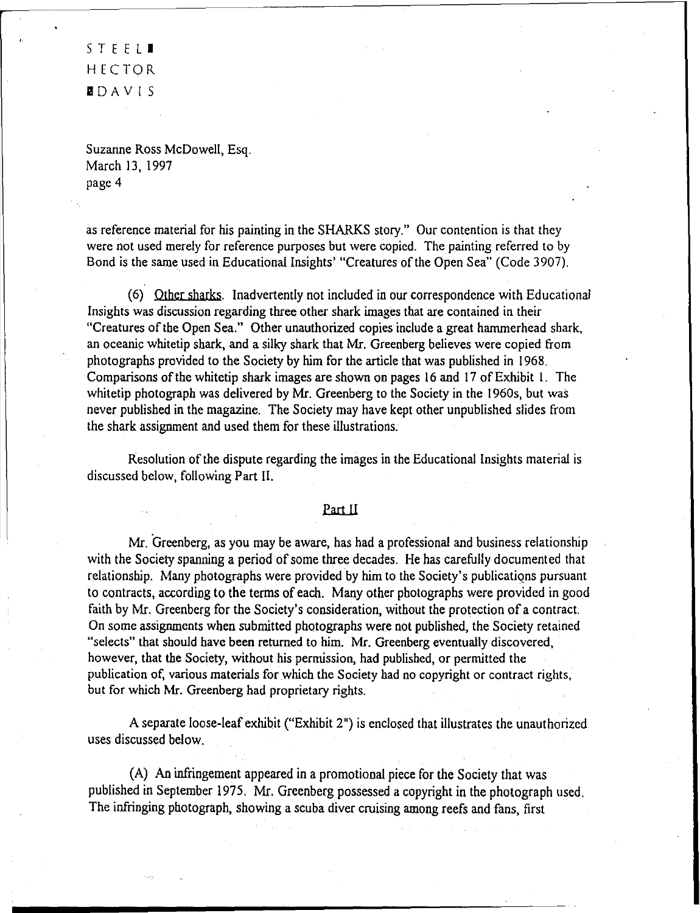STEEL
HECTOR
DAVIS

Suzanne Ross McDowell, Esq.
March 13, 1997
page 4

as reference material for his painting in the SHARKS story." Our contention is that they were not used merely for reference purposes but were copied. The painting referred to by Bond is the same used in Educational Insights' "Creatures of the Open Sea" (Code 3907).

(6) Other sharks. Inadvertently not included in our correspondence with Educational Insights was discussion regarding three other shark images that are contained in their "Creatures of the Open Sea." Other unauthorized copies include a great hammerhead shark, an oceanic whitetip shark, and a silky shark that Mr. Greenberg believes were copied from photographs provided to the Society by him for the article that was published in 1968. Comparisons of the whitetip shark images are shown on pages 16 and 17 of Exhibit 1. The whitetip photograph was delivered by Mr. Greenberg to the Society in the 1960s, but was never published in the magazine. The Society may have kept other unpublished slides from the shark assignment and used them for these illustrations.

Resolution of the dispute regarding the images in the Educational Insights material is discussed below, following Part II.

## Part II

Mr. Greenberg, as you may be aware, has had a professional and business relationship with the Society spanning a period of some three decades. He has carefully documented that relationship. Many photographs were provided by him to the Society's publications pursuant to contracts, according to the terms of each. Many other photographs were provided in good faith by Mr. Greenberg for the Society's consideration, without the protection of a contract. On some assignments when submitted photographs were not published, the Society retained "selects" that should have been returned to him. Mr. Greenberg eventually discovered, however, that the Society, without his permission, had published, or permitted the publication of, various materials for which the Society had no copyright or contract rights, but for which Mr. Greenberg had proprietary rights.

A separate loose-leaf exhibit ("Exhibit 2") is enclosed that illustrates the unauthorized uses discussed below.

(A) An infringement appeared in a promotional piece for the Society that was published in September 1975. Mr. Greenberg possessed a copyright in the photograph used. The infringing photograph, showing a scuba diver cruising among reefs and fans, first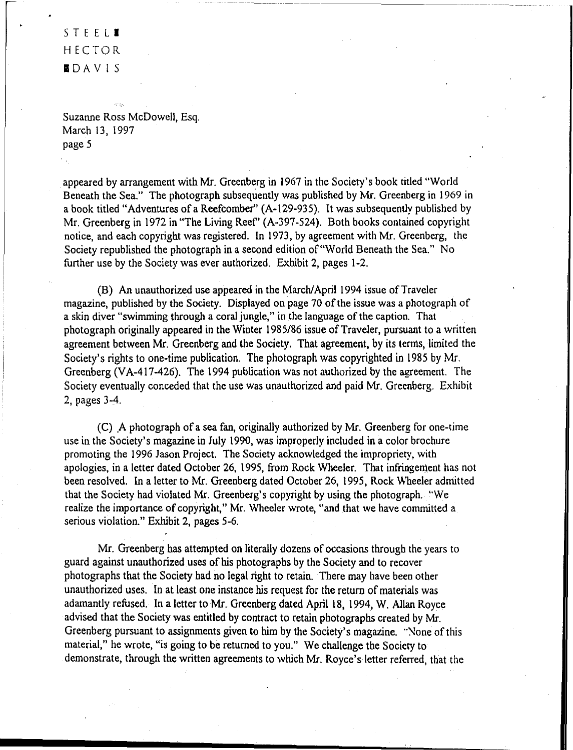appeared by arrangement with Mr. Greenberg in 1967 in the Society's book titled "World Beneath the Sea." The photograph subsequently was published by Mr. Greenberg in 1969 in a book titled "Adventures of a Reefcomber" (A-129-935). It was subsequently published by Mr. Greenberg in 1972 in "The Living Reef" (A-397-524). Both books contained copyright notice, and each copyright was registered. In 1973, by agreement with Mr. Greenberg, the Society republished the photograph in a second edition of "World Beneath the Sea." No further use by the Society was ever authorized. Exhibit 2, pages 1-2.

(B) An unauthorized use appeared in the March/April 1994 issue of Traveler magazine, published by the Society. Displayed on page 70 of the issue was a photograph of a skin diver "swimming through a coral jungle," in the language of the caption. That photograph originally appeared in the Winter 1985/86 issue of Traveler, pursuant to a written agreement between Mr. Greenberg and the Society. That agreement, by its terms, limited the Society's rights to one-time publication. The photograph was copyrighted in 1985 by Mr. Greenberg (VA-417-426). The 1994 publication was not authorized by the agreement. The Society eventually conceded that the use was unauthorized and paid Mr. Greenberg. Exhibit 2, pages 3-4.

(C) A photograph of a sea fan, originally authorized by Mr. Greenberg for one-time use in the Society's magazine in July 1990, was improperly included in a color brochure promoting the 1996 Jason Project. The Society acknowledged the impropriety, with apologies, in a letter dated October 26, 1995, from Rock Wheeler. That infringement has not been resolved. In a letter to Mr. Greenberg dated October 26, 1995, Rock Wheeler admitted that the Society had violated Mr. Greenberg's copyright by using the photograph. "We realize the importance of copyright," Mr. Wheeler wrote, "and that we have committed a serious violation." Exhibit 2, pages 5-6.

Mr. Greenberg has attempted on literally dozens of occasions through the years to guard against unauthorized uses of his photographs by the Society and to recover photographs that the Society had no legal right to retain. There may have been other unauthorized uses. In at least one instance his request for the return of materials was adamantly refused. In a letter to Mr. Greenberg dated April 18, 1994, W. Allan Royce advised that the Society was entitled by contract to retain photographs created by Mr. Greenberg pursuant to assignments given to him by the Society's magazine. "None of this material," he wrote, "is going to be returned to you." We challenge the Society to demonstrate, through the written agreements to which Mr. Royce's letter referred, that the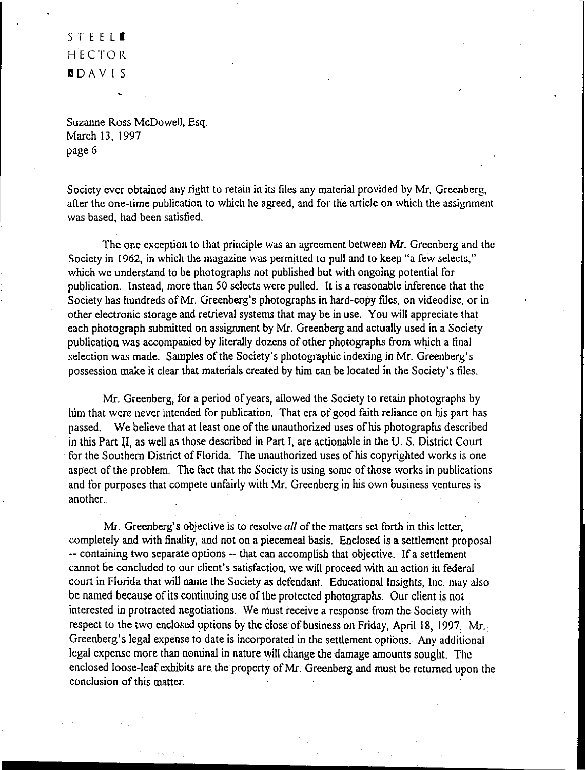Society ever obtained any right to retain in its files any material provided by Mr. Greenberg, after the one-time publication to which he agreed, and for the article on which the assignment was based, had been satisfied.

The one exception to that principle was an agreement between Mr. Greenberg and the Society in 1962, in which the magazine was permitted to pull and to keep "a few selects," which we understand to be photographs not published but with ongoing potential for publication. Instead, more than 50 selects were pulled. It is a reasonable inference that the Society has hundreds of Mr. Greenberg's photographs in hard-copy files, on videodisc, or in other electronic storage and retrieval systems that may be in use. You will appreciate that each photograph submitted on assignment by Mr. Greenberg and actually used in a Society publication was accompanied by literally dozens of other photographs from which a final selection was made. Samples of the Society's photographic indexing in Mr. Greenberg's possession make it clear that materials created by him can be located in the Society's files.

Mr. Greenberg, for a period of years, allowed the Society to retain photographs by him that were never intended for publication. That era of good faith reliance on his part has passed. We believe that at least one of the unauthorized uses of his photographs described in this Part II, as well as those described in Part I, are actionable in the U. S. District Court for the Southern District of Florida. The unauthorized uses of his copyrighted works is one aspect of the problem. The fact that the Society is using some of those works in publications and for purposes that compete unfairly with Mr. Greenberg in his own business ventures is another.

Mr. Greenberg's objective is to resolve *all* of the matters set forth in this letter, completely and with finality, and not on a piecemeal basis. Enclosed is a settlement proposal -- containing two separate options -- that can accomplish that objective. If a settlement cannot be concluded to our client's satisfaction, we will proceed with an action in federal court in Florida that will name the Society as defendant. Educational Insights, Inc. may also be named because of its continuing use of the protected photographs. Our client is not interested in protracted negotiations. We must receive a response from the Society with respect to the two enclosed options by the close of business on Friday, April 18, 1997. Mr. Greenberg's legal expense to date is incorporated in the settlement options. Any additional legal expense more than nominal in nature will change the damage amounts sought. The enclosed loose-leaf exhibits are the property of Mr. Greenberg and must be returned upon the conclusion of this matter.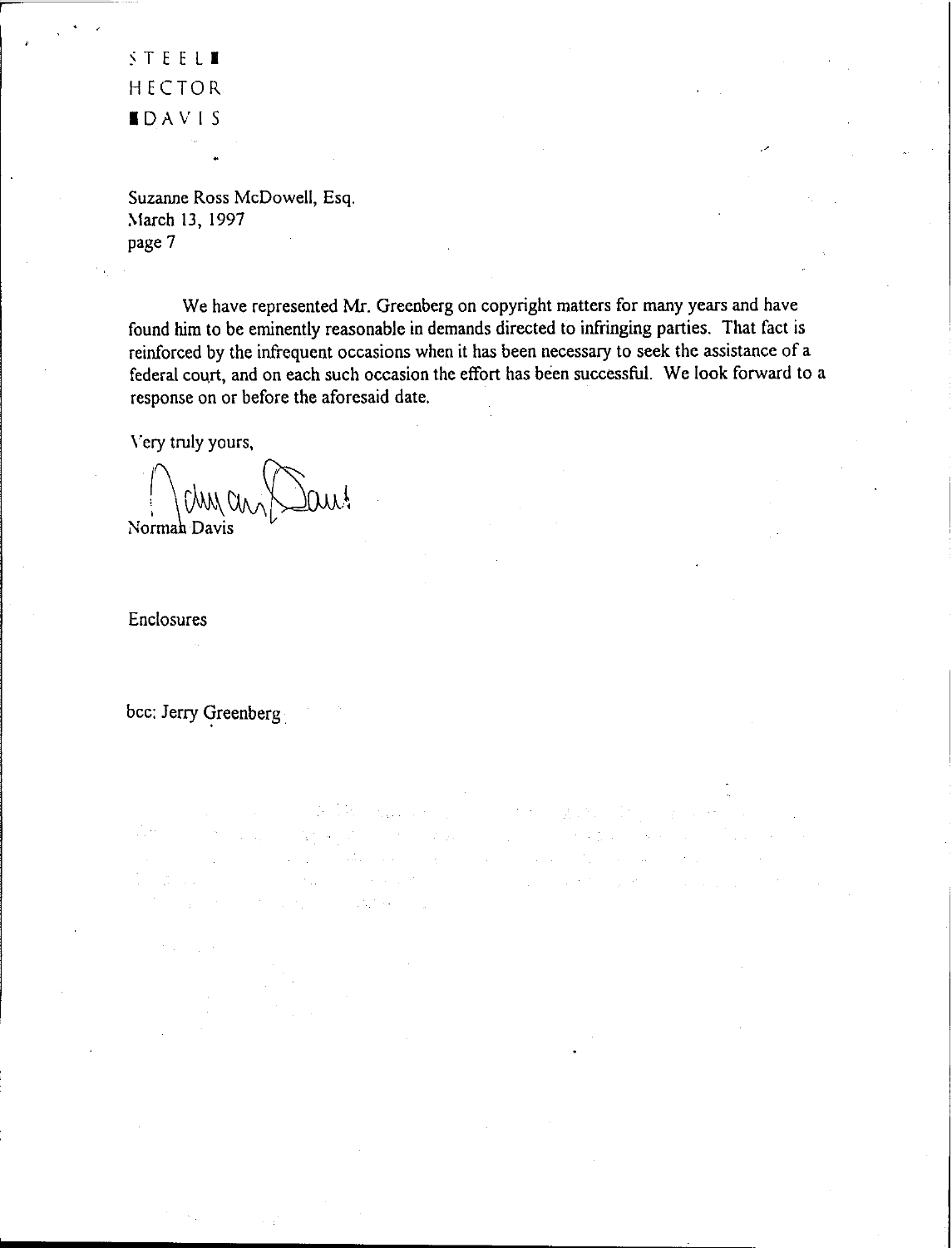STEEL
HECTOR
DAVIS

Suzanne Ross McDowell, Esq.
March 13, 1997
page 7

We have represented Mr. Greenberg on copyright matters for many years and have found him to be eminently reasonable in demands directed to infringing parties. That fact is reinforced by the infrequent occasions when it has been necessary to seek the assistance of a federal court, and on each such occasion the effort has been successful. We look forward to a response on or before the aforesaid date.

Very truly yours,

Norman Davis

Enclosures

bcc: Jerry Greenberg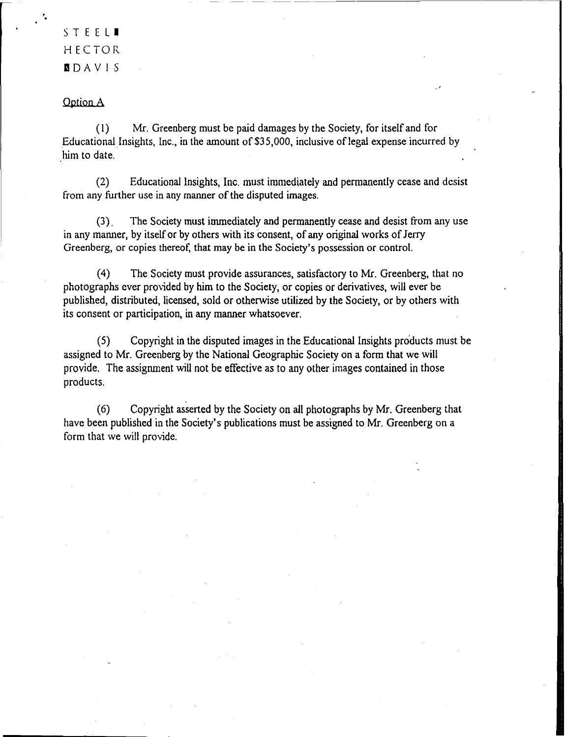STEEL
HECTOR
DAVIS

Option A

(1) Mr. Greenberg must be paid damages by the Society, for itself and for Educational Insights, Inc., in the amount of $35,000, inclusive of legal expense incurred by him to date.

(2) Educational Insights, Inc. must immediately and permanently cease and desist from any further use in any manner of the disputed images.

(3). The Society must immediately and permanently cease and desist from any use in any manner, by itself or by others with its consent, of any original works of Jerry Greenberg, or copies thereof, that may be in the Society's possession or control.

(4) The Society must provide assurances, satisfactory to Mr. Greenberg, that no photographs ever provided by him to the Society, or copies or derivatives, will ever be published, distributed, licensed, sold or otherwise utilized by the Society, or by others with its consent or participation, in any manner whatsoever.

(5) Copyright in the disputed images in the Educational Insights products must be assigned to Mr. Greenberg by the National Geographic Society on a form that we will provide. The assignment will not be effective as to any other images contained in those products.

(6) Copyright asserted by the Society on all photographs by Mr. Greenberg that have been published in the Society's publications must be assigned to Mr. Greenberg on a form that we will provide.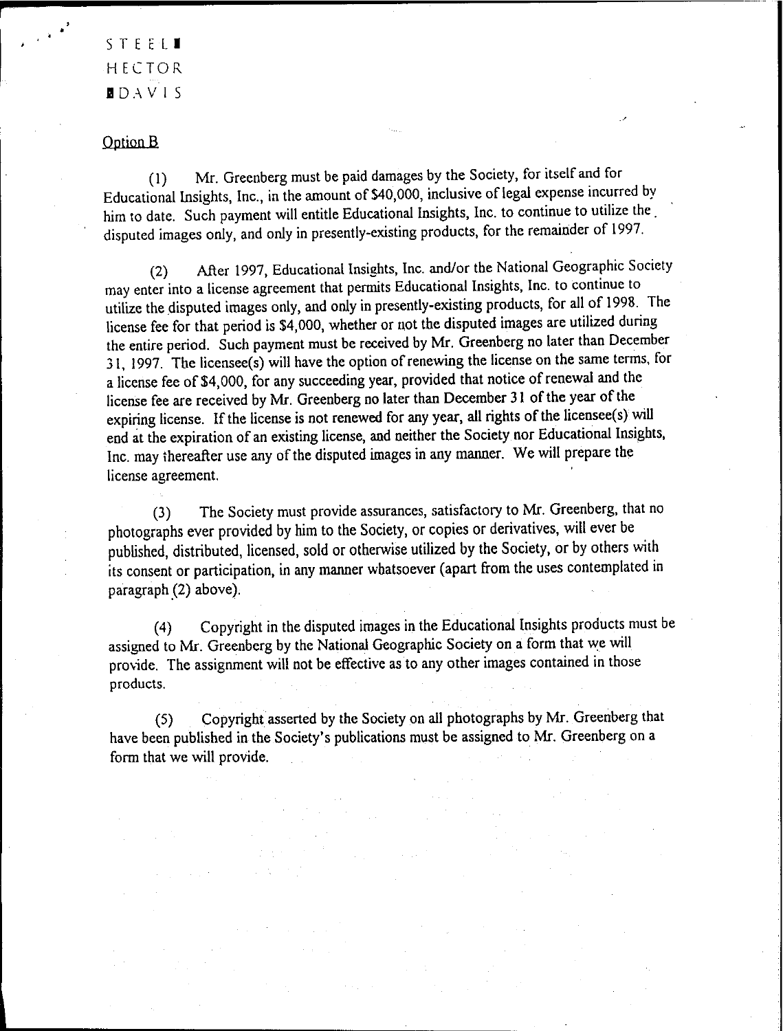STEEL
HECTOR
DAVIS

Option B

(1) Mr. Greenberg must be paid damages by the Society, for itself and for Educational Insights, Inc., in the amount of $40,000, inclusive of legal expense incurred by him to date. Such payment will entitle Educational Insights, Inc. to continue to utilize the disputed images only, and only in presently-existing products, for the remainder of 1997.

(2) After 1997, Educational Insights, Inc. and/or the National Geographic Society may enter into a license agreement that permits Educational Insights, Inc. to continue to utilize the disputed images only, and only in presently-existing products, for all of 1998. The license fee for that period is $4,000, whether or not the disputed images are utilized during the entire period. Such payment must be received by Mr. Greenberg no later than December 31, 1997. The licensee(s) will have the option of renewing the license on the same terms, for a license fee of $4,000, for any succeeding year, provided that notice of renewal and the license fee are received by Mr. Greenberg no later than December 31 of the year of the expiring license. If the license is not renewed for any year, all rights of the licensee(s) will end at the expiration of an existing license, and neither the Society nor Educational Insights, Inc. may thereafter use any of the disputed images in any manner. We will prepare the license agreement.

(3) The Society must provide assurances, satisfactory to Mr. Greenberg, that no photographs ever provided by him to the Society, or copies or derivatives, will ever be published, distributed, licensed, sold or otherwise utilized by the Society, or by others with its consent or participation, in any manner whatsoever (apart from the uses contemplated in paragraph (2) above).

(4) Copyright in the disputed images in the Educational Insights products must be assigned to Mr. Greenberg by the National Geographic Society on a form that we will provide. The assignment will not be effective as to any other images contained in those products.

(5) Copyright asserted by the Society on all photographs by Mr. Greenberg that have been published in the Society's publications must be assigned to Mr. Greenberg on a form that we will provide.